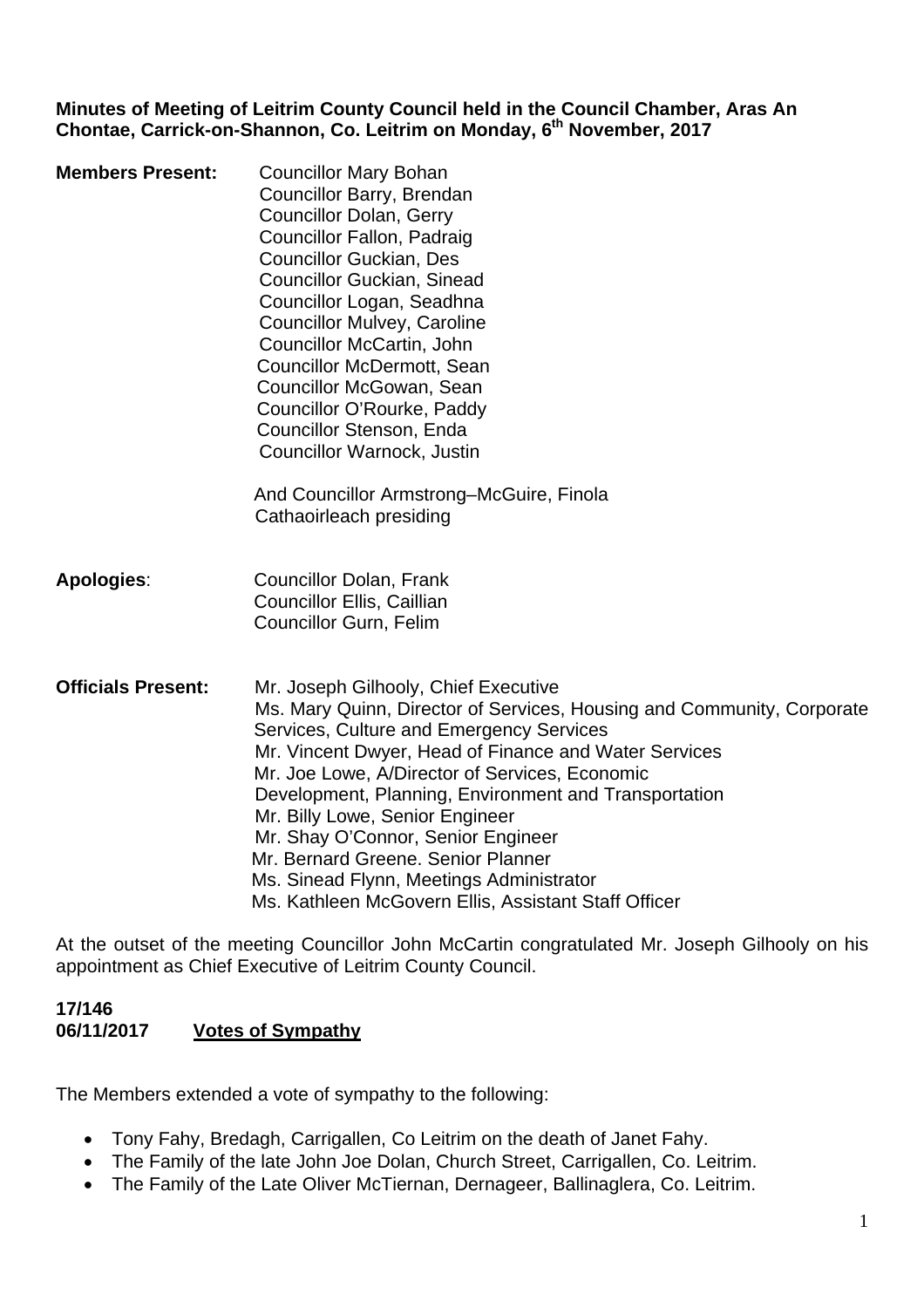**Minutes of Meeting of Leitrim County Council held in the Council Chamber, Aras An Chontae, Carrick-on-Shannon, Co. Leitrim on Monday, 6th November, 2017**

**Members Present:**

Councillor Mary Bohan
Councillor Barry, Brendan
Councillor Dolan, Gerry
Councillor Fallon, Padraig
Councillor Guckian, Des
Councillor Guckian, Sinead
Councillor Logan, Seadhna
Councillor Mulvey, Caroline
Councillor McCartin, John
Councillor McDermott, Sean
Councillor McGowan, Sean
Councillor O'Rourke, Paddy
Councillor Stenson, Enda
Councillor Warnock, Justin

And Councillor Armstrong–McGuire, Finola
Cathaoirleach presiding

**Apologies**:

Councillor Dolan, Frank
Councillor Ellis, Caillian
Councillor Gurn, Felim

**Officials Present:**

Mr. Joseph Gilhooly, Chief Executive
Ms. Mary Quinn, Director of Services, Housing and Community, Corporate Services, Culture and Emergency Services
Mr. Vincent Dwyer, Head of Finance and Water Services
Mr. Joe Lowe, A/Director of Services, Economic Development, Planning, Environment and Transportation
Mr. Billy Lowe, Senior Engineer
Mr. Shay O'Connor, Senior Engineer
Mr. Bernard Greene. Senior Planner
Ms. Sinead Flynn, Meetings Administrator
Ms. Kathleen McGovern Ellis, Assistant Staff Officer

At the outset of the meeting Councillor John McCartin congratulated Mr. Joseph Gilhooly on his appointment as Chief Executive of Leitrim County Council.

**17/146**
**06/11/2017 Votes of Sympathy**

The Members extended a vote of sympathy to the following:

- Tony Fahy, Bredagh, Carrigallen, Co Leitrim on the death of Janet Fahy.
- The Family of the late John Joe Dolan, Church Street, Carrigallen, Co. Leitrim.
- The Family of the Late Oliver McTiernan, Dernageer, Ballinaglera, Co. Leitrim.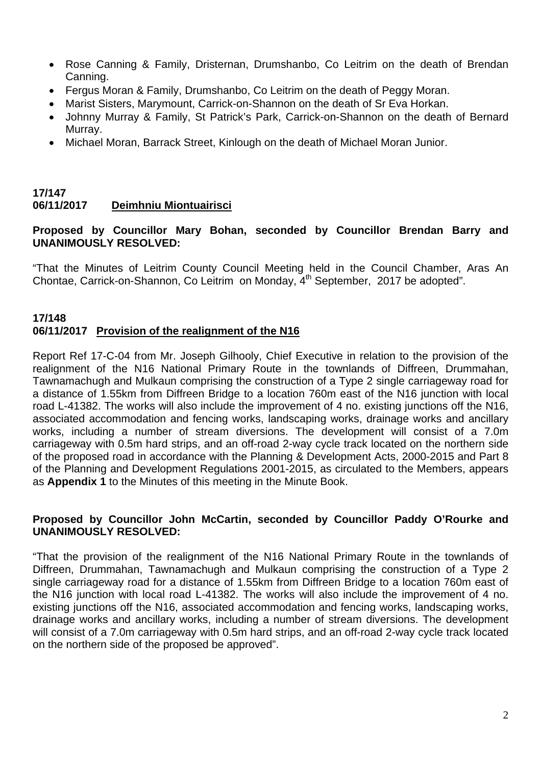- Rose Canning & Family, Dristernan, Drumshanbo, Co Leitrim on the death of Brendan Canning.
- Fergus Moran & Family, Drumshanbo, Co Leitrim on the death of Peggy Moran.
- Marist Sisters, Marymount, Carrick-on-Shannon on the death of Sr Eva Horkan.
- Johnny Murray & Family, St Patrick's Park, Carrick-on-Shannon on the death of Bernard Murray.
- Michael Moran, Barrack Street, Kinlough on the death of Michael Moran Junior.

**17/147**
**06/11/2017 Deimhniu Miontuairisci**

**Proposed by Councillor Mary Bohan, seconded by Councillor Brendan Barry and UNANIMOUSLY RESOLVED:**

"That the Minutes of Leitrim County Council Meeting held in the Council Chamber, Aras An Chontae, Carrick-on-Shannon, Co Leitrim on Monday, 4th September, 2017 be adopted".

**17/148**
**06/11/2017 Provision of the realignment of the N16**

Report Ref 17-C-04 from Mr. Joseph Gilhooly, Chief Executive in relation to the provision of the realignment of the N16 National Primary Route in the townlands of Diffreen, Drummahan, Tawnamachugh and Mulkaun comprising the construction of a Type 2 single carriageway road for a distance of 1.55km from Diffreen Bridge to a location 760m east of the N16 junction with local road L-41382. The works will also include the improvement of 4 no. existing junctions off the N16, associated accommodation and fencing works, landscaping works, drainage works and ancillary works, including a number of stream diversions. The development will consist of a 7.0m carriageway with 0.5m hard strips, and an off-road 2-way cycle track located on the northern side of the proposed road in accordance with the Planning & Development Acts, 2000-2015 and Part 8 of the Planning and Development Regulations 2001-2015, as circulated to the Members, appears as **Appendix 1** to the Minutes of this meeting in the Minute Book.

**Proposed by Councillor John McCartin, seconded by Councillor Paddy O'Rourke and UNANIMOUSLY RESOLVED:**

"That the provision of the realignment of the N16 National Primary Route in the townlands of Diffreen, Drummahan, Tawnamachugh and Mulkaun comprising the construction of a Type 2 single carriageway road for a distance of 1.55km from Diffreen Bridge to a location 760m east of the N16 junction with local road L-41382. The works will also include the improvement of 4 no. existing junctions off the N16, associated accommodation and fencing works, landscaping works, drainage works and ancillary works, including a number of stream diversions. The development will consist of a 7.0m carriageway with 0.5m hard strips, and an off-road 2-way cycle track located on the northern side of the proposed be approved".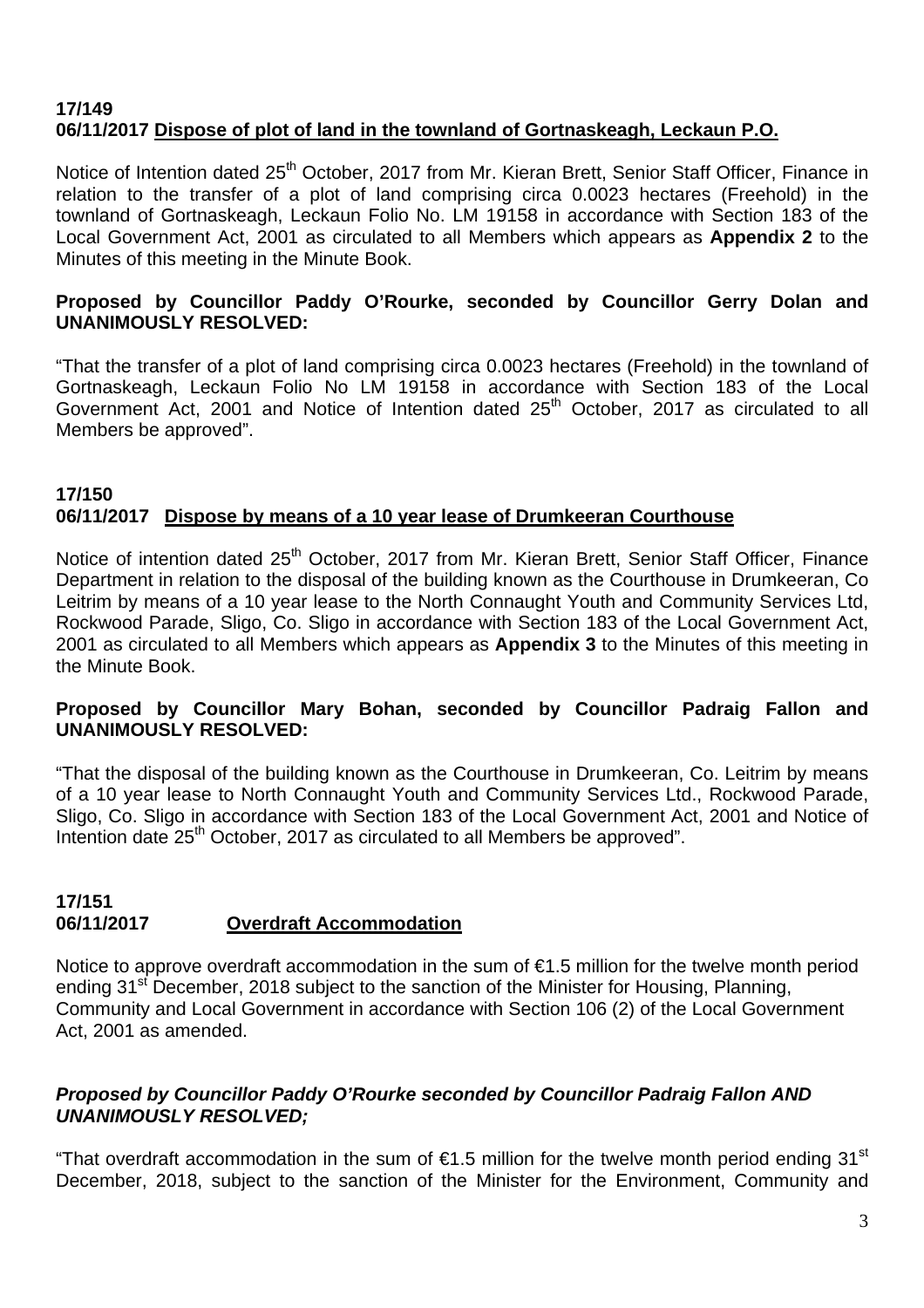**17/149**
**06/11/2017 Dispose of plot of land in the townland of Gortnaskeagh, Leckaun P.O.**

Notice of Intention dated 25th October, 2017 from Mr. Kieran Brett, Senior Staff Officer, Finance in relation to the transfer of a plot of land comprising circa 0.0023 hectares (Freehold) in the townland of Gortnaskeagh, Leckaun Folio No. LM 19158 in accordance with Section 183 of the Local Government Act, 2001 as circulated to all Members which appears as **Appendix 2** to the Minutes of this meeting in the Minute Book.

**Proposed by Councillor Paddy O'Rourke, seconded by Councillor Gerry Dolan and UNANIMOUSLY RESOLVED:**

"That the transfer of a plot of land comprising circa 0.0023 hectares (Freehold) in the townland of Gortnaskeagh, Leckaun Folio No LM 19158 in accordance with Section 183 of the Local Government Act, 2001 and Notice of Intention dated 25th October, 2017 as circulated to all Members be approved".

**17/150**
**06/11/2017 Dispose by means of a 10 year lease of Drumkeeran Courthouse**

Notice of intention dated 25th October, 2017 from Mr. Kieran Brett, Senior Staff Officer, Finance Department in relation to the disposal of the building known as the Courthouse in Drumkeeran, Co Leitrim by means of a 10 year lease to the North Connaught Youth and Community Services Ltd, Rockwood Parade, Sligo, Co. Sligo in accordance with Section 183 of the Local Government Act, 2001 as circulated to all Members which appears as **Appendix 3** to the Minutes of this meeting in the Minute Book.

**Proposed by Councillor Mary Bohan, seconded by Councillor Padraig Fallon and UNANIMOUSLY RESOLVED:**

"That the disposal of the building known as the Courthouse in Drumkeeran, Co. Leitrim by means of a 10 year lease to North Connaught Youth and Community Services Ltd., Rockwood Parade, Sligo, Co. Sligo in accordance with Section 183 of the Local Government Act, 2001 and Notice of Intention date 25th October, 2017 as circulated to all Members be approved".

**17/151**
**06/11/2017 Overdraft Accommodation**

Notice to approve overdraft accommodation in the sum of €1.5 million for the twelve month period ending 31st December, 2018 subject to the sanction of the Minister for Housing, Planning, Community and Local Government in accordance with Section 106 (2) of the Local Government Act, 2001 as amended.

***Proposed by Councillor Paddy O'Rourke seconded by Councillor Padraig Fallon AND UNANIMOUSLY RESOLVED;***

"That overdraft accommodation in the sum of €1.5 million for the twelve month period ending 31st December, 2018, subject to the sanction of the Minister for the Environment, Community and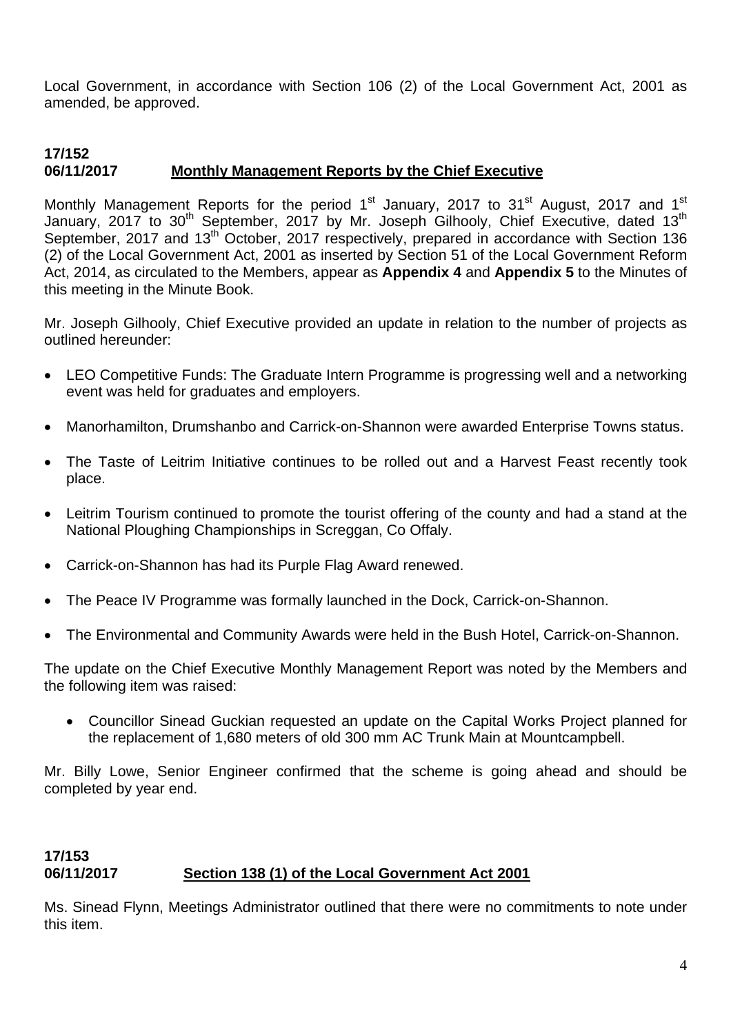Local Government, in accordance with Section 106 (2) of the Local Government Act, 2001 as amended, be approved.

**17/152**
**06/11/2017** **Monthly Management Reports by the Chief Executive**

Monthly Management Reports for the period 1st January, 2017 to 31st August, 2017 and 1st January, 2017 to 30th September, 2017 by Mr. Joseph Gilhooly, Chief Executive, dated 13th September, 2017 and 13th October, 2017 respectively, prepared in accordance with Section 136 (2) of the Local Government Act, 2001 as inserted by Section 51 of the Local Government Reform Act, 2014, as circulated to the Members, appear as **Appendix 4** and **Appendix 5** to the Minutes of this meeting in the Minute Book.

Mr. Joseph Gilhooly, Chief Executive provided an update in relation to the number of projects as outlined hereunder:

- LEO Competitive Funds: The Graduate Intern Programme is progressing well and a networking event was held for graduates and employers.
- Manorhamilton, Drumshanbo and Carrick-on-Shannon were awarded Enterprise Towns status.
- The Taste of Leitrim Initiative continues to be rolled out and a Harvest Feast recently took place.
- Leitrim Tourism continued to promote the tourist offering of the county and had a stand at the National Ploughing Championships in Screggan, Co Offaly.
- Carrick-on-Shannon has had its Purple Flag Award renewed.
- The Peace IV Programme was formally launched in the Dock, Carrick-on-Shannon.
- The Environmental and Community Awards were held in the Bush Hotel, Carrick-on-Shannon.

The update on the Chief Executive Monthly Management Report was noted by the Members and the following item was raised:

- Councillor Sinead Guckian requested an update on the Capital Works Project planned for the replacement of 1,680 meters of old 300 mm AC Trunk Main at Mountcampbell.

Mr. Billy Lowe, Senior Engineer confirmed that the scheme is going ahead and should be completed by year end.

**17/153**
**06/11/2017** **Section 138 (1) of the Local Government Act 2001**

Ms. Sinead Flynn, Meetings Administrator outlined that there were no commitments to note under this item.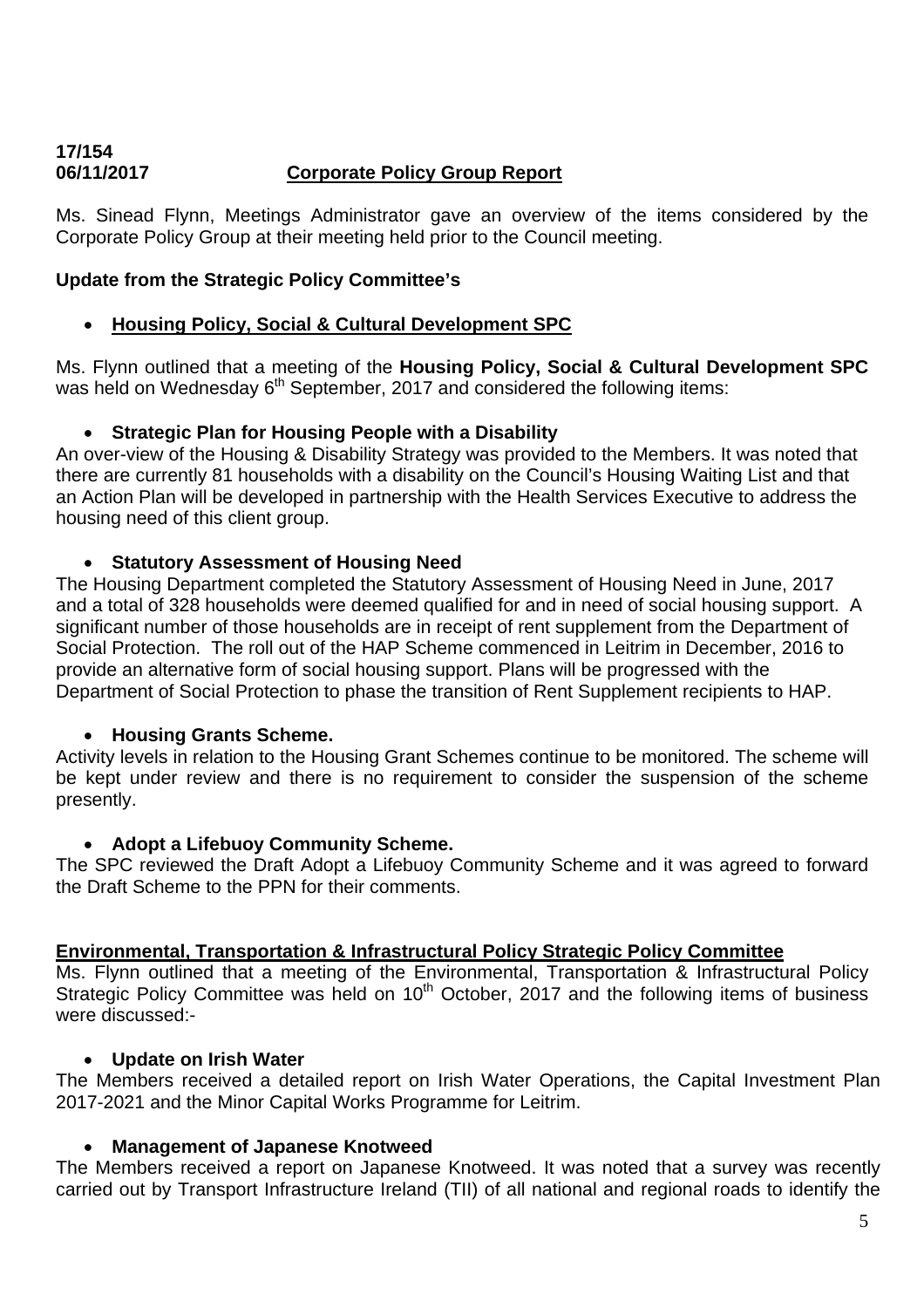**17/154**
**06/11/2017** **Corporate Policy Group Report**

Ms. Sinead Flynn, Meetings Administrator gave an overview of the items considered by the Corporate Policy Group at their meeting held prior to the Council meeting.

**Update from the Strategic Policy Committee's**

- **Housing Policy, Social & Cultural Development SPC**

Ms. Flynn outlined that a meeting of the **Housing Policy, Social & Cultural Development SPC** was held on Wednesday 6th September, 2017 and considered the following items:

- **Strategic Plan for Housing People with a Disability**

An over-view of the Housing & Disability Strategy was provided to the Members. It was noted that there are currently 81 households with a disability on the Council's Housing Waiting List and that an Action Plan will be developed in partnership with the Health Services Executive to address the housing need of this client group.

- **Statutory Assessment of Housing Need**

The Housing Department completed the Statutory Assessment of Housing Need in June, 2017 and a total of 328 households were deemed qualified for and in need of social housing support. A significant number of those households are in receipt of rent supplement from the Department of Social Protection. The roll out of the HAP Scheme commenced in Leitrim in December, 2016 to provide an alternative form of social housing support. Plans will be progressed with the Department of Social Protection to phase the transition of Rent Supplement recipients to HAP.

- **Housing Grants Scheme.**

Activity levels in relation to the Housing Grant Schemes continue to be monitored. The scheme will be kept under review and there is no requirement to consider the suspension of the scheme presently.

- **Adopt a Lifebuoy Community Scheme.**

The SPC reviewed the Draft Adopt a Lifebuoy Community Scheme and it was agreed to forward the Draft Scheme to the PPN for their comments.

**Environmental, Transportation & Infrastructural Policy Strategic Policy Committee**

Ms. Flynn outlined that a meeting of the Environmental, Transportation & Infrastructural Policy Strategic Policy Committee was held on 10th October, 2017 and the following items of business were discussed:-

- **Update on Irish Water**

The Members received a detailed report on Irish Water Operations, the Capital Investment Plan 2017-2021 and the Minor Capital Works Programme for Leitrim.

- **Management of Japanese Knotweed**

The Members received a report on Japanese Knotweed. It was noted that a survey was recently carried out by Transport Infrastructure Ireland (TII) of all national and regional roads to identify the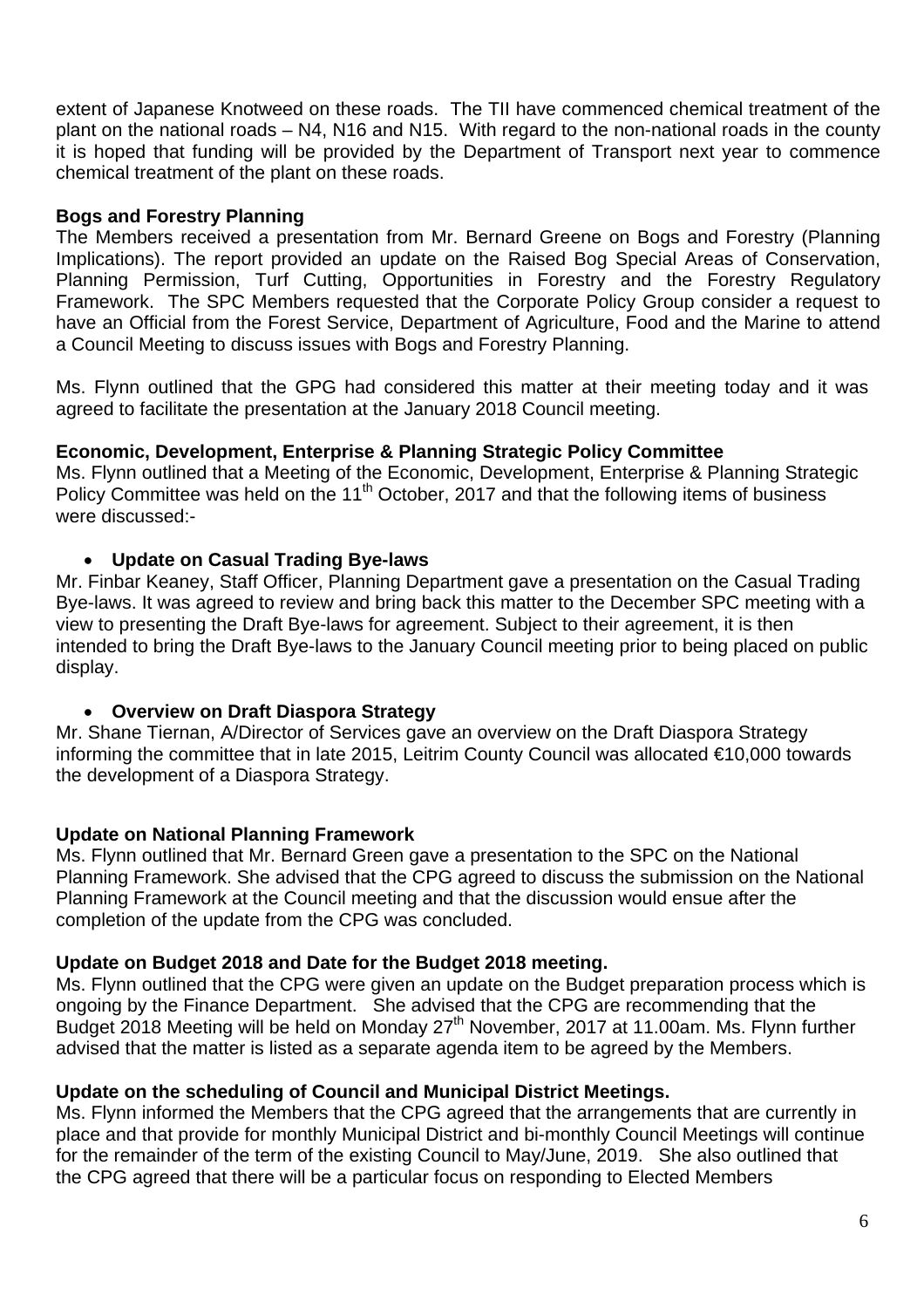extent of Japanese Knotweed on these roads. The TII have commenced chemical treatment of the plant on the national roads – N4, N16 and N15. With regard to the non-national roads in the county it is hoped that funding will be provided by the Department of Transport next year to commence chemical treatment of the plant on these roads.

**Bogs and Forestry Planning**

The Members received a presentation from Mr. Bernard Greene on Bogs and Forestry (Planning Implications). The report provided an update on the Raised Bog Special Areas of Conservation, Planning Permission, Turf Cutting, Opportunities in Forestry and the Forestry Regulatory Framework. The SPC Members requested that the Corporate Policy Group consider a request to have an Official from the Forest Service, Department of Agriculture, Food and the Marine to attend a Council Meeting to discuss issues with Bogs and Forestry Planning.

Ms. Flynn outlined that the GPG had considered this matter at their meeting today and it was agreed to facilitate the presentation at the January 2018 Council meeting.

**Economic, Development, Enterprise & Planning Strategic Policy Committee**

Ms. Flynn outlined that a Meeting of the Economic, Development, Enterprise & Planning Strategic Policy Committee was held on the 11th October, 2017 and that the following items of business were discussed:-

- **Update on Casual Trading Bye-laws**

Mr. Finbar Keaney, Staff Officer, Planning Department gave a presentation on the Casual Trading Bye-laws. It was agreed to review and bring back this matter to the December SPC meeting with a view to presenting the Draft Bye-laws for agreement. Subject to their agreement, it is then intended to bring the Draft Bye-laws to the January Council meeting prior to being placed on public display.

- **Overview on Draft Diaspora Strategy**

Mr. Shane Tiernan, A/Director of Services gave an overview on the Draft Diaspora Strategy informing the committee that in late 2015, Leitrim County Council was allocated €10,000 towards the development of a Diaspora Strategy.

**Update on National Planning Framework**

Ms. Flynn outlined that Mr. Bernard Green gave a presentation to the SPC on the National Planning Framework. She advised that the CPG agreed to discuss the submission on the National Planning Framework at the Council meeting and that the discussion would ensue after the completion of the update from the CPG was concluded.

**Update on Budget 2018 and Date for the Budget 2018 meeting.**

Ms. Flynn outlined that the CPG were given an update on the Budget preparation process which is ongoing by the Finance Department. She advised that the CPG are recommending that the Budget 2018 Meeting will be held on Monday 27th November, 2017 at 11.00am. Ms. Flynn further advised that the matter is listed as a separate agenda item to be agreed by the Members.

**Update on the scheduling of Council and Municipal District Meetings.**

Ms. Flynn informed the Members that the CPG agreed that the arrangements that are currently in place and that provide for monthly Municipal District and bi-monthly Council Meetings will continue for the remainder of the term of the existing Council to May/June, 2019. She also outlined that the CPG agreed that there will be a particular focus on responding to Elected Members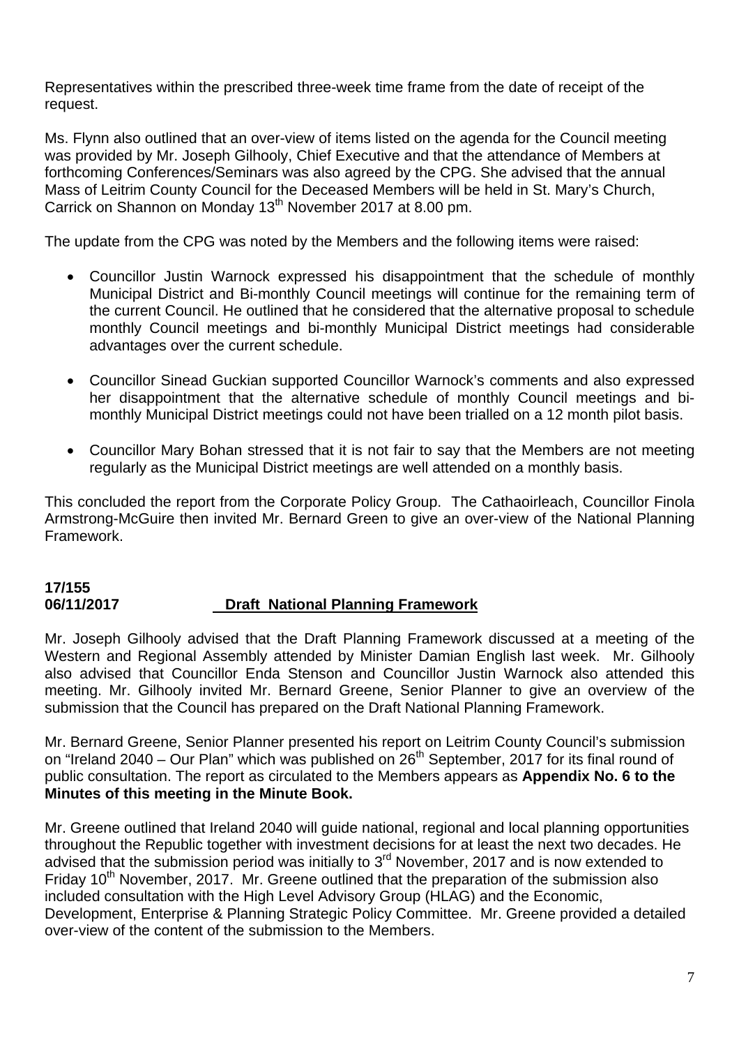Representatives within the prescribed three-week time frame from the date of receipt of the request.

Ms. Flynn also outlined that an over-view of items listed on the agenda for the Council meeting was provided by Mr. Joseph Gilhooly, Chief Executive and that the attendance of Members at forthcoming Conferences/Seminars was also agreed by the CPG. She advised that the annual Mass of Leitrim County Council for the Deceased Members will be held in St. Mary's Church, Carrick on Shannon on Monday 13th November 2017 at 8.00 pm.

The update from the CPG was noted by the Members and the following items were raised:

- Councillor Justin Warnock expressed his disappointment that the schedule of monthly Municipal District and Bi-monthly Council meetings will continue for the remaining term of the current Council. He outlined that he considered that the alternative proposal to schedule monthly Council meetings and bi-monthly Municipal District meetings had considerable advantages over the current schedule.
- Councillor Sinead Guckian supported Councillor Warnock's comments and also expressed her disappointment that the alternative schedule of monthly Council meetings and bi-monthly Municipal District meetings could not have been trialled on a 12 month pilot basis.
- Councillor Mary Bohan stressed that it is not fair to say that the Members are not meeting regularly as the Municipal District meetings are well attended on a monthly basis.

This concluded the report from the Corporate Policy Group. The Cathaoirleach, Councillor Finola Armstrong-McGuire then invited Mr. Bernard Green to give an over-view of the National Planning Framework.

**17/155**
**06/11/2017** **Draft National Planning Framework**

Mr. Joseph Gilhooly advised that the Draft Planning Framework discussed at a meeting of the Western and Regional Assembly attended by Minister Damian English last week. Mr. Gilhooly also advised that Councillor Enda Stenson and Councillor Justin Warnock also attended this meeting. Mr. Gilhooly invited Mr. Bernard Greene, Senior Planner to give an overview of the submission that the Council has prepared on the Draft National Planning Framework.

Mr. Bernard Greene, Senior Planner presented his report on Leitrim County Council's submission on "Ireland 2040 – Our Plan" which was published on 26th September, 2017 for its final round of public consultation. The report as circulated to the Members appears as **Appendix No. 6 to the Minutes of this meeting in the Minute Book.**

Mr. Greene outlined that Ireland 2040 will guide national, regional and local planning opportunities throughout the Republic together with investment decisions for at least the next two decades. He advised that the submission period was initially to 3rd November, 2017 and is now extended to Friday 10th November, 2017. Mr. Greene outlined that the preparation of the submission also included consultation with the High Level Advisory Group (HLAG) and the Economic, Development, Enterprise & Planning Strategic Policy Committee. Mr. Greene provided a detailed over-view of the content of the submission to the Members.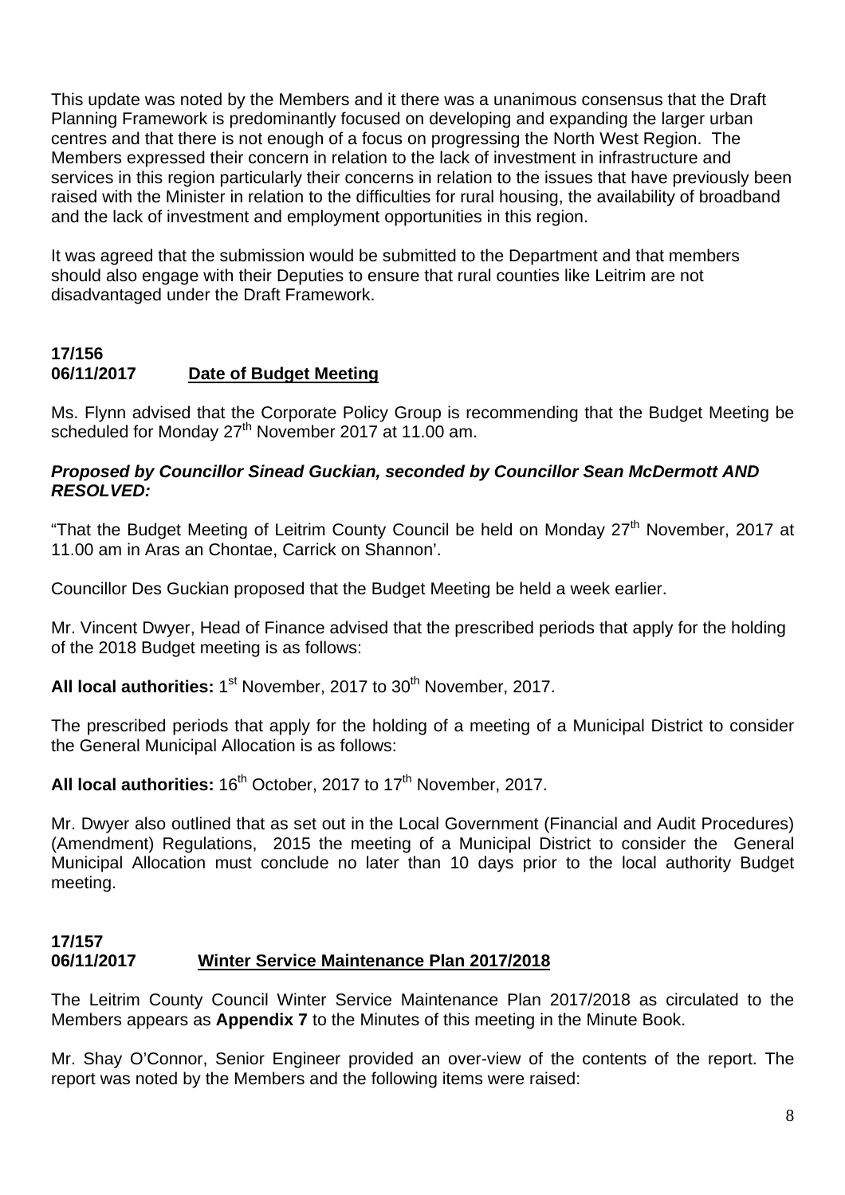This update was noted by the Members and it there was a unanimous consensus that the Draft Planning Framework is predominantly focused on developing and expanding the larger urban centres and that there is not enough of a focus on progressing the North West Region. The Members expressed their concern in relation to the lack of investment in infrastructure and services in this region particularly their concerns in relation to the issues that have previously been raised with the Minister in relation to the difficulties for rural housing, the availability of broadband and the lack of investment and employment opportunities in this region.

It was agreed that the submission would be submitted to the Department and that members should also engage with their Deputies to ensure that rural counties like Leitrim are not disadvantaged under the Draft Framework.

**17/156**
**06/11/2017** **Date of Budget Meeting**

Ms. Flynn advised that the Corporate Policy Group is recommending that the Budget Meeting be scheduled for Monday 27th November 2017 at 11.00 am.

***Proposed by Councillor Sinead Guckian, seconded by Councillor Sean McDermott AND RESOLVED:***

"That the Budget Meeting of Leitrim County Council be held on Monday 27th November, 2017 at 11.00 am in Aras an Chontae, Carrick on Shannon'.

Councillor Des Guckian proposed that the Budget Meeting be held a week earlier.

Mr. Vincent Dwyer, Head of Finance advised that the prescribed periods that apply for the holding of the 2018 Budget meeting is as follows:

**All local authorities:** 1st November, 2017 to 30th November, 2017.

The prescribed periods that apply for the holding of a meeting of a Municipal District to consider the General Municipal Allocation is as follows:

**All local authorities:** 16th October, 2017 to 17th November, 2017.

Mr. Dwyer also outlined that as set out in the Local Government (Financial and Audit Procedures) (Amendment) Regulations, 2015 the meeting of a Municipal District to consider the General Municipal Allocation must conclude no later than 10 days prior to the local authority Budget meeting.

**17/157**
**06/11/2017** **Winter Service Maintenance Plan 2017/2018**

The Leitrim County Council Winter Service Maintenance Plan 2017/2018 as circulated to the Members appears as **Appendix 7** to the Minutes of this meeting in the Minute Book.

Mr. Shay O'Connor, Senior Engineer provided an over-view of the contents of the report. The report was noted by the Members and the following items were raised: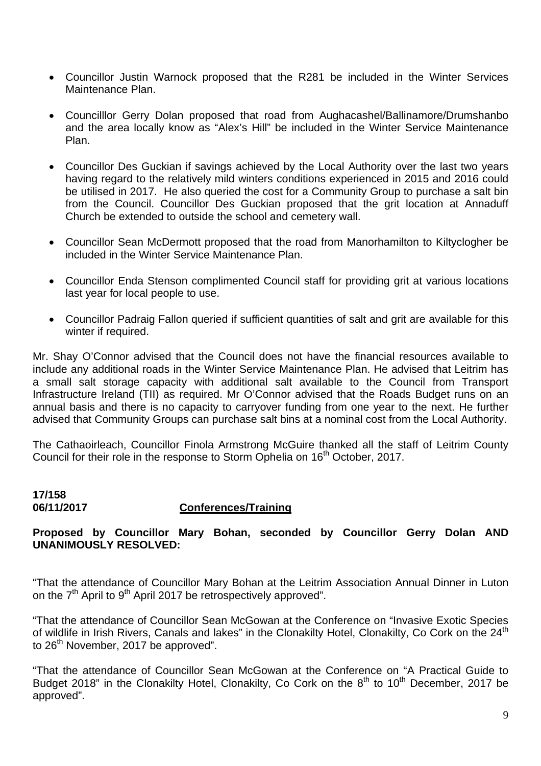- Councillor Justin Warnock proposed that the R281 be included in the Winter Services Maintenance Plan.

- Councilllor Gerry Dolan proposed that road from Aughacashel/Ballinamore/Drumshanbo and the area locally know as "Alex's Hill" be included in the Winter Service Maintenance Plan.

- Councillor Des Guckian if savings achieved by the Local Authority over the last two years having regard to the relatively mild winters conditions experienced in 2015 and 2016 could be utilised in 2017. He also queried the cost for a Community Group to purchase a salt bin from the Council. Councillor Des Guckian proposed that the grit location at Annaduff Church be extended to outside the school and cemetery wall.

- Councillor Sean McDermott proposed that the road from Manorhamilton to Kiltyclogher be included in the Winter Service Maintenance Plan.

- Councillor Enda Stenson complimented Council staff for providing grit at various locations last year for local people to use.

- Councillor Padraig Fallon queried if sufficient quantities of salt and grit are available for this winter if required.

Mr. Shay O'Connor advised that the Council does not have the financial resources available to include any additional roads in the Winter Service Maintenance Plan. He advised that Leitrim has a small salt storage capacity with additional salt available to the Council from Transport Infrastructure Ireland (TII) as required. Mr O'Connor advised that the Roads Budget runs on an annual basis and there is no capacity to carryover funding from one year to the next. He further advised that Community Groups can purchase salt bins at a nominal cost from the Local Authority.

The Cathaoirleach, Councillor Finola Armstrong McGuire thanked all the staff of Leitrim County Council for their role in the response to Storm Ophelia on 16th October, 2017.

**17/158**
**06/11/2017** **Conferences/Training**

**Proposed by Councillor Mary Bohan, seconded by Councillor Gerry Dolan AND UNANIMOUSLY RESOLVED:**

"That the attendance of Councillor Mary Bohan at the Leitrim Association Annual Dinner in Luton on the 7th April to 9th April 2017 be retrospectively approved".

"That the attendance of Councillor Sean McGowan at the Conference on "Invasive Exotic Species of wildlife in Irish Rivers, Canals and lakes" in the Clonakilty Hotel, Clonakilty, Co Cork on the 24th to 26th November, 2017 be approved".

"That the attendance of Councillor Sean McGowan at the Conference on "A Practical Guide to Budget 2018" in the Clonakilty Hotel, Clonakilty, Co Cork on the 8th to 10th December, 2017 be approved".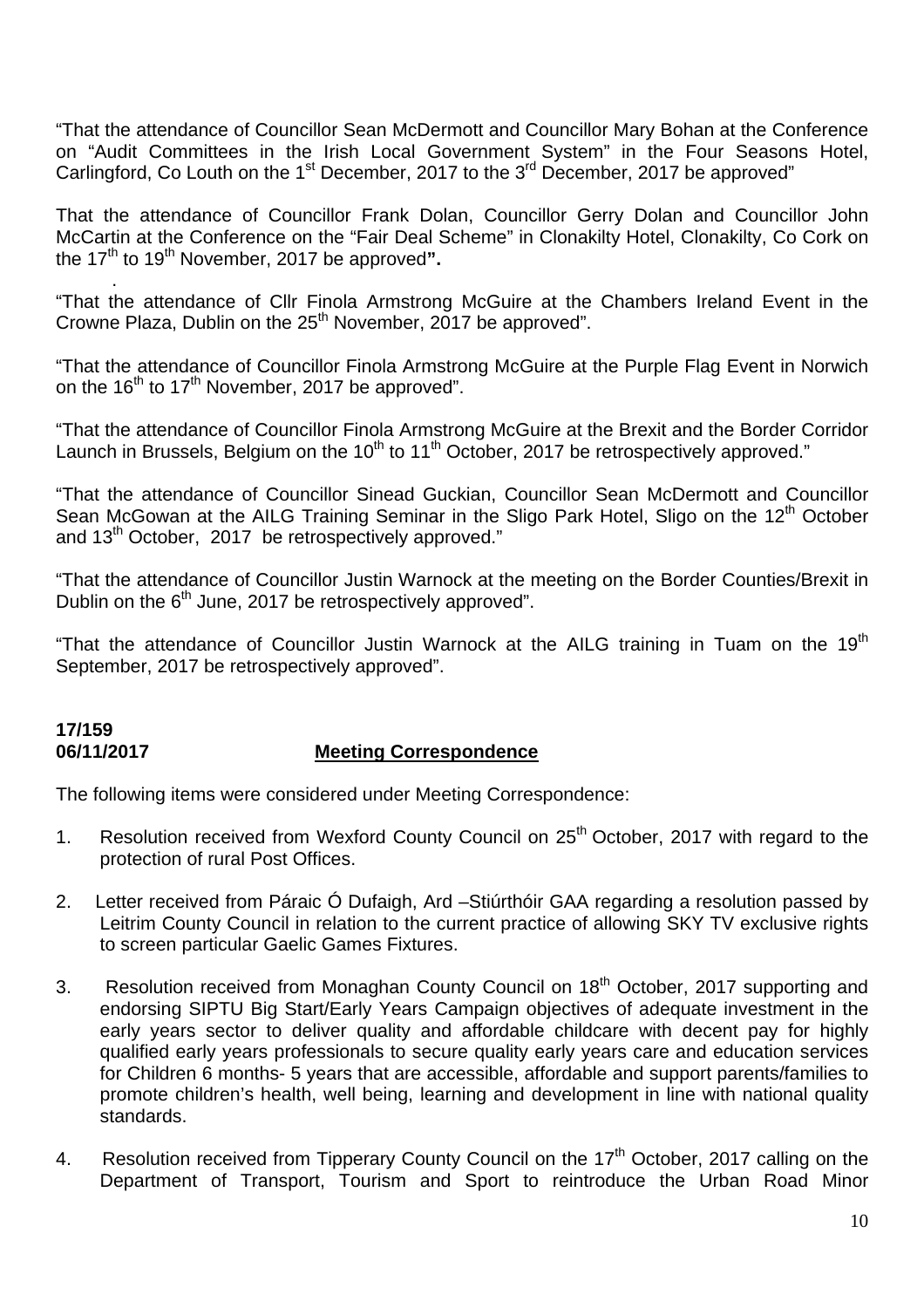"That the attendance of Councillor Sean McDermott and Councillor Mary Bohan at the Conference on "Audit Committees in the Irish Local Government System" in the Four Seasons Hotel, Carlingford, Co Louth on the 1st December, 2017 to the 3rd December, 2017 be approved"

That the attendance of Councillor Frank Dolan, Councillor Gerry Dolan and Councillor John McCartin at the Conference on the "Fair Deal Scheme" in Clonakilty Hotel, Clonakilty, Co Cork on the 17th to 19th November, 2017 be approved**".**

.

"That the attendance of Cllr Finola Armstrong McGuire at the Chambers Ireland Event in the Crowne Plaza, Dublin on the 25th November, 2017 be approved".

"That the attendance of Councillor Finola Armstrong McGuire at the Purple Flag Event in Norwich on the 16th to 17th November, 2017 be approved".

"That the attendance of Councillor Finola Armstrong McGuire at the Brexit and the Border Corridor Launch in Brussels, Belgium on the 10th to 11th October, 2017 be retrospectively approved."

"That the attendance of Councillor Sinead Guckian, Councillor Sean McDermott and Councillor Sean McGowan at the AILG Training Seminar in the Sligo Park Hotel, Sligo on the 12th October and 13th October, 2017 be retrospectively approved."

"That the attendance of Councillor Justin Warnock at the meeting on the Border Counties/Brexit in Dublin on the 6th June, 2017 be retrospectively approved".

"That the attendance of Councillor Justin Warnock at the AILG training in Tuam on the 19th September, 2017 be retrospectively approved".

**17/159**
**06/11/2017** **Meeting Correspondence**

The following items were considered under Meeting Correspondence:

1. Resolution received from Wexford County Council on 25th October, 2017 with regard to the protection of rural Post Offices.

2. Letter received from Páraic Ó Dufaigh, Ard –Stiúrthóir GAA regarding a resolution passed by Leitrim County Council in relation to the current practice of allowing SKY TV exclusive rights to screen particular Gaelic Games Fixtures.

3. Resolution received from Monaghan County Council on 18th October, 2017 supporting and endorsing SIPTU Big Start/Early Years Campaign objectives of adequate investment in the early years sector to deliver quality and affordable childcare with decent pay for highly qualified early years professionals to secure quality early years care and education services for Children 6 months- 5 years that are accessible, affordable and support parents/families to promote children's health, well being, learning and development in line with national quality standards.

4. Resolution received from Tipperary County Council on the 17th October, 2017 calling on the Department of Transport, Tourism and Sport to reintroduce the Urban Road Minor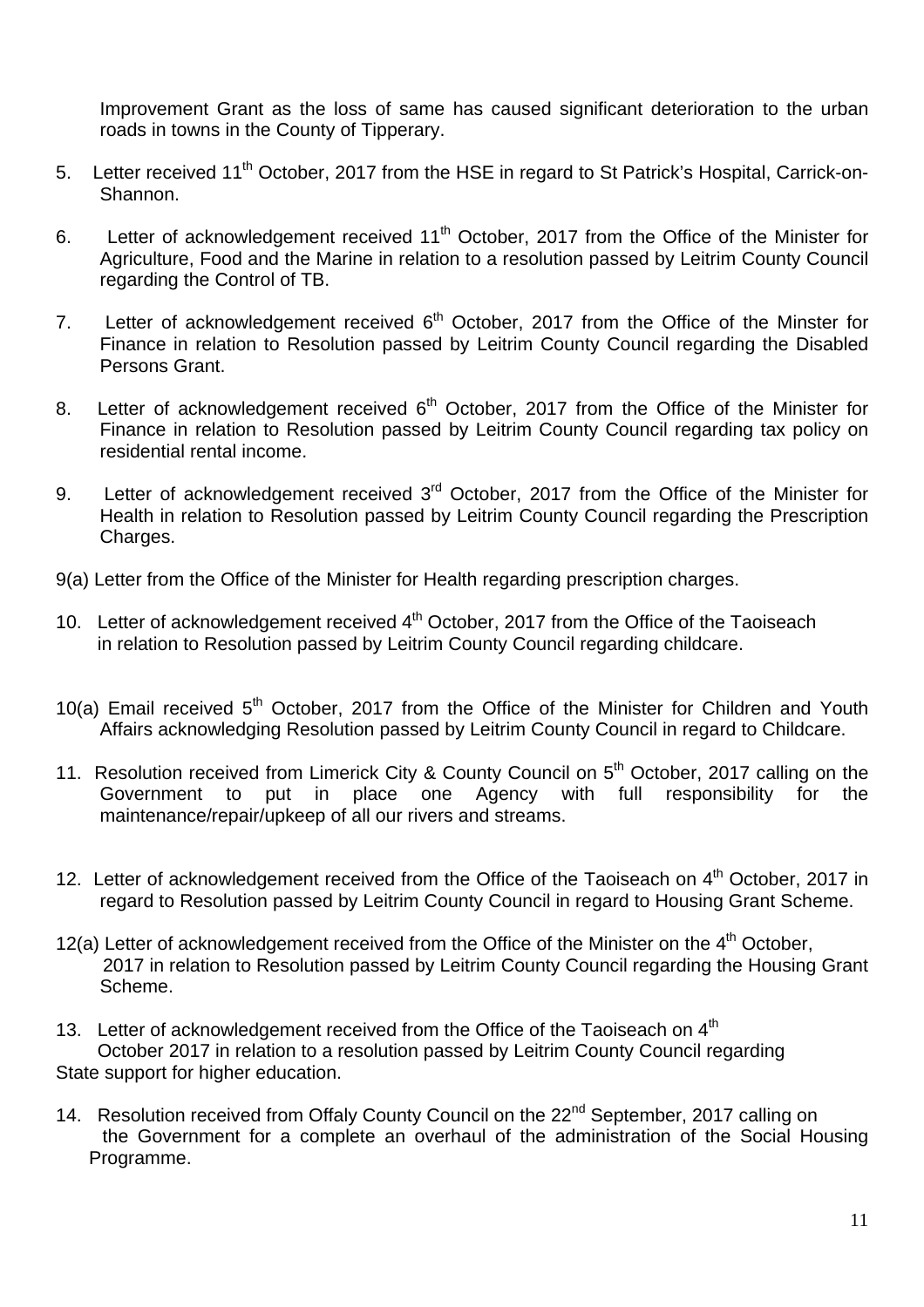Improvement Grant as the loss of same has caused significant deterioration to the urban roads in towns in the County of Tipperary.

5. Letter received 11th October, 2017 from the HSE in regard to St Patrick's Hospital, Carrick-on-Shannon.

6. Letter of acknowledgement received 11th October, 2017 from the Office of the Minister for Agriculture, Food and the Marine in relation to a resolution passed by Leitrim County Council regarding the Control of TB.

7. Letter of acknowledgement received 6th October, 2017 from the Office of the Minster for Finance in relation to Resolution passed by Leitrim County Council regarding the Disabled Persons Grant.

8. Letter of acknowledgement received 6th October, 2017 from the Office of the Minister for Finance in relation to Resolution passed by Leitrim County Council regarding tax policy on residential rental income.

9. Letter of acknowledgement received 3rd October, 2017 from the Office of the Minister for Health in relation to Resolution passed by Leitrim County Council regarding the Prescription Charges.

9(a) Letter from the Office of the Minister for Health regarding prescription charges.

10. Letter of acknowledgement received 4th October, 2017 from the Office of the Taoiseach in relation to Resolution passed by Leitrim County Council regarding childcare.

10(a) Email received 5th October, 2017 from the Office of the Minister for Children and Youth Affairs acknowledging Resolution passed by Leitrim County Council in regard to Childcare.

11. Resolution received from Limerick City & County Council on 5th October, 2017 calling on the Government to put in place one Agency with full responsibility for the maintenance/repair/upkeep of all our rivers and streams.

12. Letter of acknowledgement received from the Office of the Taoiseach on 4th October, 2017 in regard to Resolution passed by Leitrim County Council in regard to Housing Grant Scheme.

12(a) Letter of acknowledgement received from the Office of the Minister on the 4th October, 2017 in relation to Resolution passed by Leitrim County Council regarding the Housing Grant Scheme.

13. Letter of acknowledgement received from the Office of the Taoiseach on 4th October 2017 in relation to a resolution passed by Leitrim County Council regarding State support for higher education.

14. Resolution received from Offaly County Council on the 22nd September, 2017 calling on the Government for a complete an overhaul of the administration of the Social Housing Programme.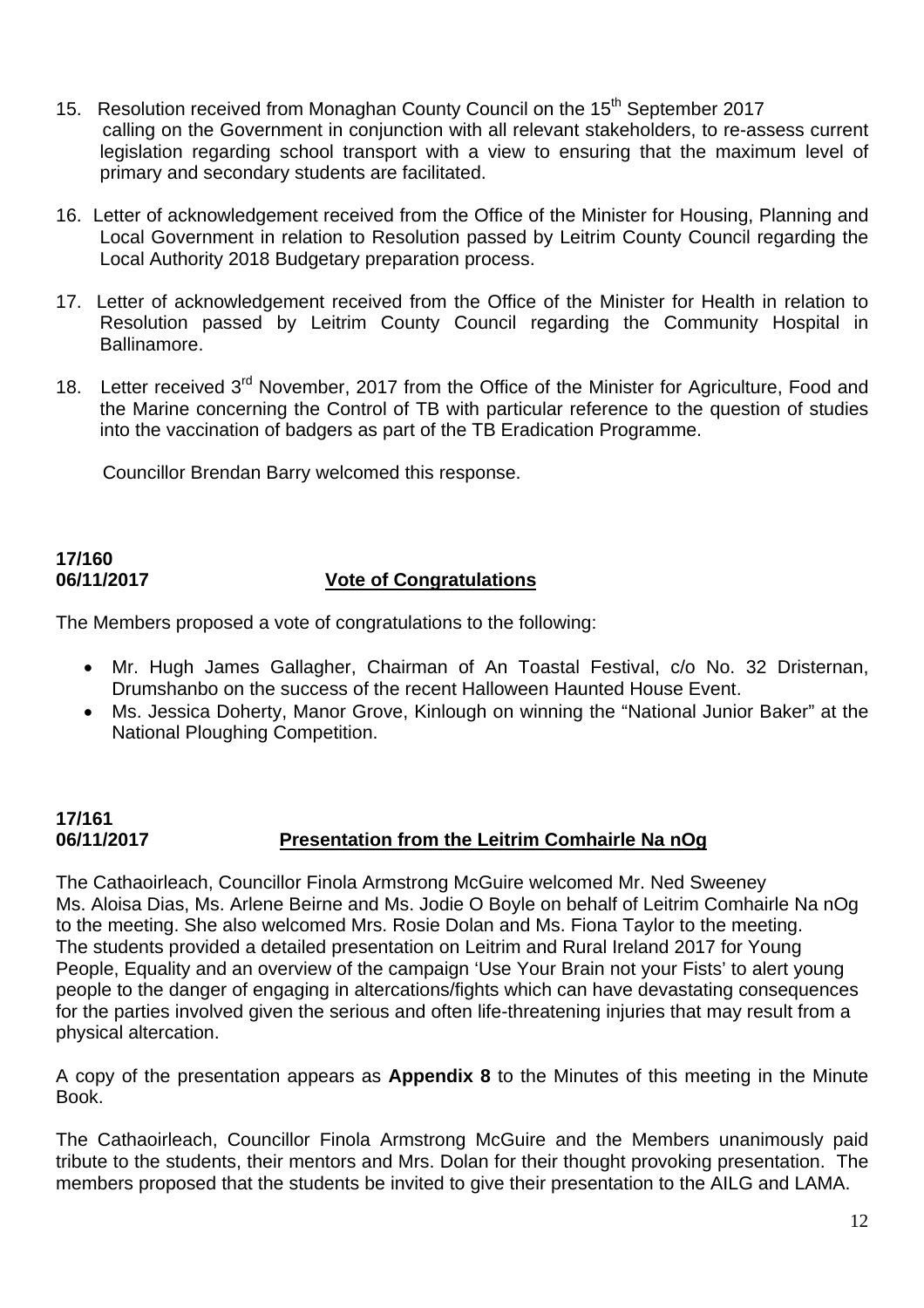15. Resolution received from Monaghan County Council on the 15th September 2017 calling on the Government in conjunction with all relevant stakeholders, to re-assess current legislation regarding school transport with a view to ensuring that the maximum level of primary and secondary students are facilitated.

16. Letter of acknowledgement received from the Office of the Minister for Housing, Planning and Local Government in relation to Resolution passed by Leitrim County Council regarding the Local Authority 2018 Budgetary preparation process.

17. Letter of acknowledgement received from the Office of the Minister for Health in relation to Resolution passed by Leitrim County Council regarding the Community Hospital in Ballinamore.

18. Letter received 3rd November, 2017 from the Office of the Minister for Agriculture, Food and the Marine concerning the Control of TB with particular reference to the question of studies into the vaccination of badgers as part of the TB Eradication Programme.

    Councillor Brendan Barry welcomed this response.

**17/160**
**06/11/2017** **Vote of Congratulations**

The Members proposed a vote of congratulations to the following:

- Mr. Hugh James Gallagher, Chairman of An Toastal Festival, c/o No. 32 Dristernan, Drumshanbo on the success of the recent Halloween Haunted House Event.
- Ms. Jessica Doherty, Manor Grove, Kinlough on winning the "National Junior Baker" at the National Ploughing Competition.

**17/161**
**06/11/2017** **Presentation from the Leitrim Comhairle Na nOg**

The Cathaoirleach, Councillor Finola Armstrong McGuire welcomed Mr. Ned Sweeney Ms. Aloisa Dias, Ms. Arlene Beirne and Ms. Jodie O Boyle on behalf of Leitrim Comhairle Na nOg to the meeting. She also welcomed Mrs. Rosie Dolan and Ms. Fiona Taylor to the meeting. The students provided a detailed presentation on Leitrim and Rural Ireland 2017 for Young People, Equality and an overview of the campaign 'Use Your Brain not your Fists' to alert young people to the danger of engaging in altercations/fights which can have devastating consequences for the parties involved given the serious and often life-threatening injuries that may result from a physical altercation.

A copy of the presentation appears as **Appendix 8** to the Minutes of this meeting in the Minute Book.

The Cathaoirleach, Councillor Finola Armstrong McGuire and the Members unanimously paid tribute to the students, their mentors and Mrs. Dolan for their thought provoking presentation. The members proposed that the students be invited to give their presentation to the AILG and LAMA.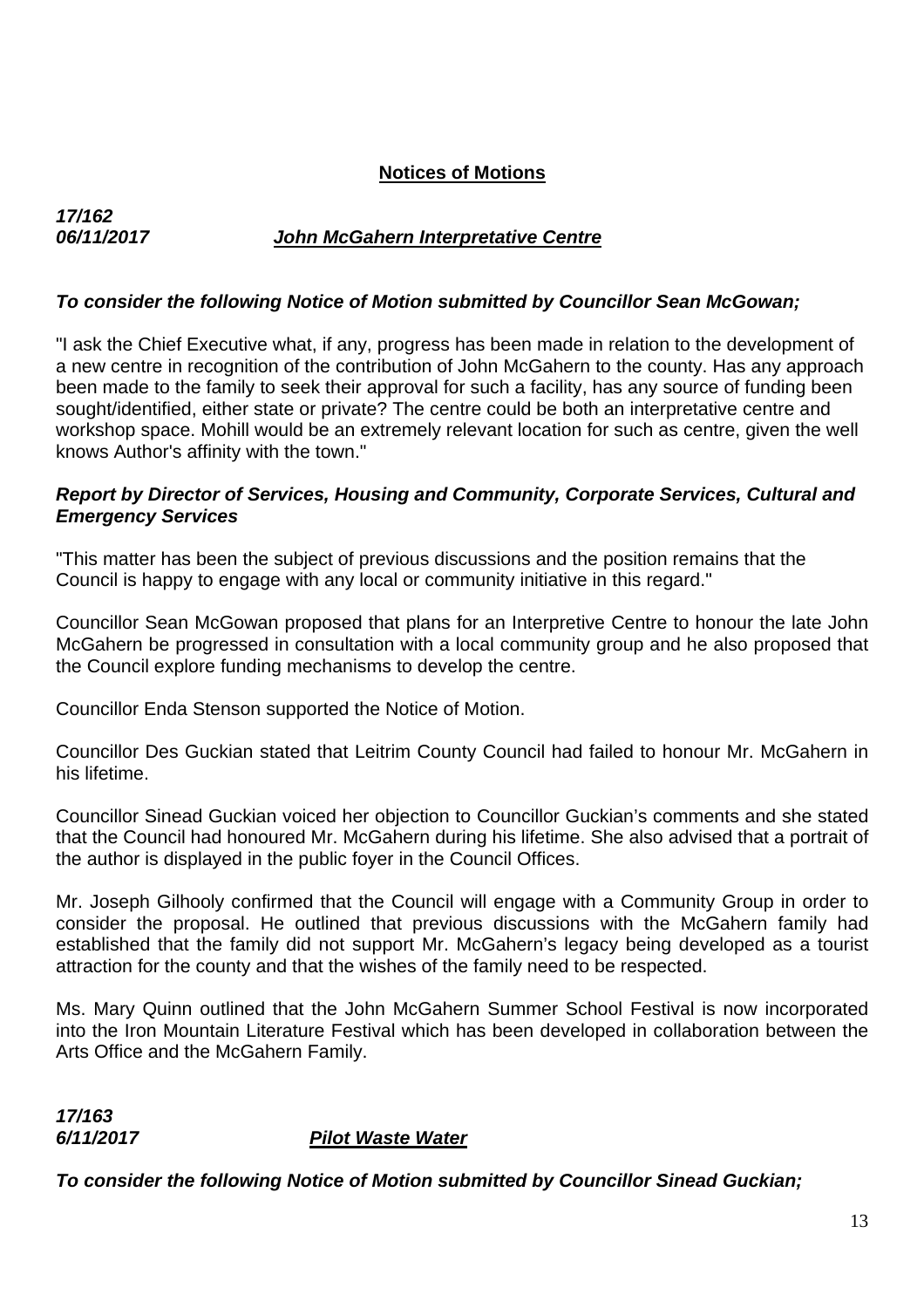## **Notices of Motions**

***17/162***
***06/11/2017*** ***John McGahern Interpretative Centre***

***To consider the following Notice of Motion submitted by Councillor Sean McGowan;***

"I ask the Chief Executive what, if any, progress has been made in relation to the development of a new centre in recognition of the contribution of John McGahern to the county. Has any approach been made to the family to seek their approval for such a facility, has any source of funding been sought/identified, either state or private? The centre could be both an interpretative centre and workshop space. Mohill would be an extremely relevant location for such as centre, given the well knows Author's affinity with the town."

***Report by Director of Services, Housing and Community, Corporate Services, Cultural and Emergency Services***

"This matter has been the subject of previous discussions and the position remains that the Council is happy to engage with any local or community initiative in this regard."

Councillor Sean McGowan proposed that plans for an Interpretive Centre to honour the late John McGahern be progressed in consultation with a local community group and he also proposed that the Council explore funding mechanisms to develop the centre.

Councillor Enda Stenson supported the Notice of Motion.

Councillor Des Guckian stated that Leitrim County Council had failed to honour Mr. McGahern in his lifetime.

Councillor Sinead Guckian voiced her objection to Councillor Guckian's comments and she stated that the Council had honoured Mr. McGahern during his lifetime. She also advised that a portrait of the author is displayed in the public foyer in the Council Offices.

Mr. Joseph Gilhooly confirmed that the Council will engage with a Community Group in order to consider the proposal. He outlined that previous discussions with the McGahern family had established that the family did not support Mr. McGahern's legacy being developed as a tourist attraction for the county and that the wishes of the family need to be respected.

Ms. Mary Quinn outlined that the John McGahern Summer School Festival is now incorporated into the Iron Mountain Literature Festival which has been developed in collaboration between the Arts Office and the McGahern Family.

***17/163***
***6/11/2017*** ***Pilot Waste Water***

***To consider the following Notice of Motion submitted by Councillor Sinead Guckian;***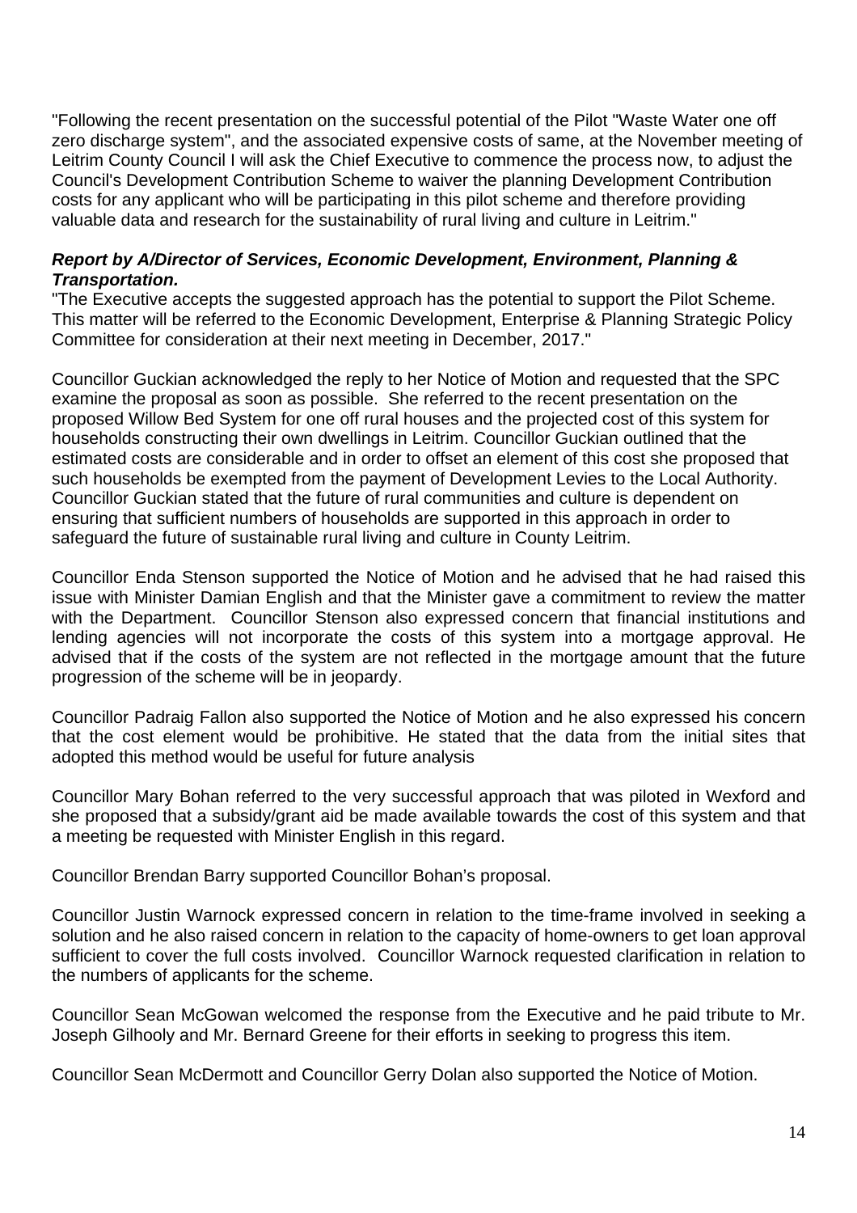"Following the recent presentation on the successful potential of the Pilot "Waste Water one off zero discharge system", and the associated expensive costs of same, at the November meeting of Leitrim County Council I will ask the Chief Executive to commence the process now, to adjust the Council's Development Contribution Scheme to waiver the planning Development Contribution costs for any applicant who will be participating in this pilot scheme and therefore providing valuable data and research for the sustainability of rural living and culture in Leitrim."

***Report by A/Director of Services, Economic Development, Environment, Planning & Transportation.***

"The Executive accepts the suggested approach has the potential to support the Pilot Scheme. This matter will be referred to the Economic Development, Enterprise & Planning Strategic Policy Committee for consideration at their next meeting in December, 2017."

Councillor Guckian acknowledged the reply to her Notice of Motion and requested that the SPC examine the proposal as soon as possible. She referred to the recent presentation on the proposed Willow Bed System for one off rural houses and the projected cost of this system for households constructing their own dwellings in Leitrim. Councillor Guckian outlined that the estimated costs are considerable and in order to offset an element of this cost she proposed that such households be exempted from the payment of Development Levies to the Local Authority. Councillor Guckian stated that the future of rural communities and culture is dependent on ensuring that sufficient numbers of households are supported in this approach in order to safeguard the future of sustainable rural living and culture in County Leitrim.

Councillor Enda Stenson supported the Notice of Motion and he advised that he had raised this issue with Minister Damian English and that the Minister gave a commitment to review the matter with the Department. Councillor Stenson also expressed concern that financial institutions and lending agencies will not incorporate the costs of this system into a mortgage approval. He advised that if the costs of the system are not reflected in the mortgage amount that the future progression of the scheme will be in jeopardy.

Councillor Padraig Fallon also supported the Notice of Motion and he also expressed his concern that the cost element would be prohibitive. He stated that the data from the initial sites that adopted this method would be useful for future analysis

Councillor Mary Bohan referred to the very successful approach that was piloted in Wexford and she proposed that a subsidy/grant aid be made available towards the cost of this system and that a meeting be requested with Minister English in this regard.

Councillor Brendan Barry supported Councillor Bohan's proposal.

Councillor Justin Warnock expressed concern in relation to the time-frame involved in seeking a solution and he also raised concern in relation to the capacity of home-owners to get loan approval sufficient to cover the full costs involved. Councillor Warnock requested clarification in relation to the numbers of applicants for the scheme.

Councillor Sean McGowan welcomed the response from the Executive and he paid tribute to Mr. Joseph Gilhooly and Mr. Bernard Greene for their efforts in seeking to progress this item.

Councillor Sean McDermott and Councillor Gerry Dolan also supported the Notice of Motion.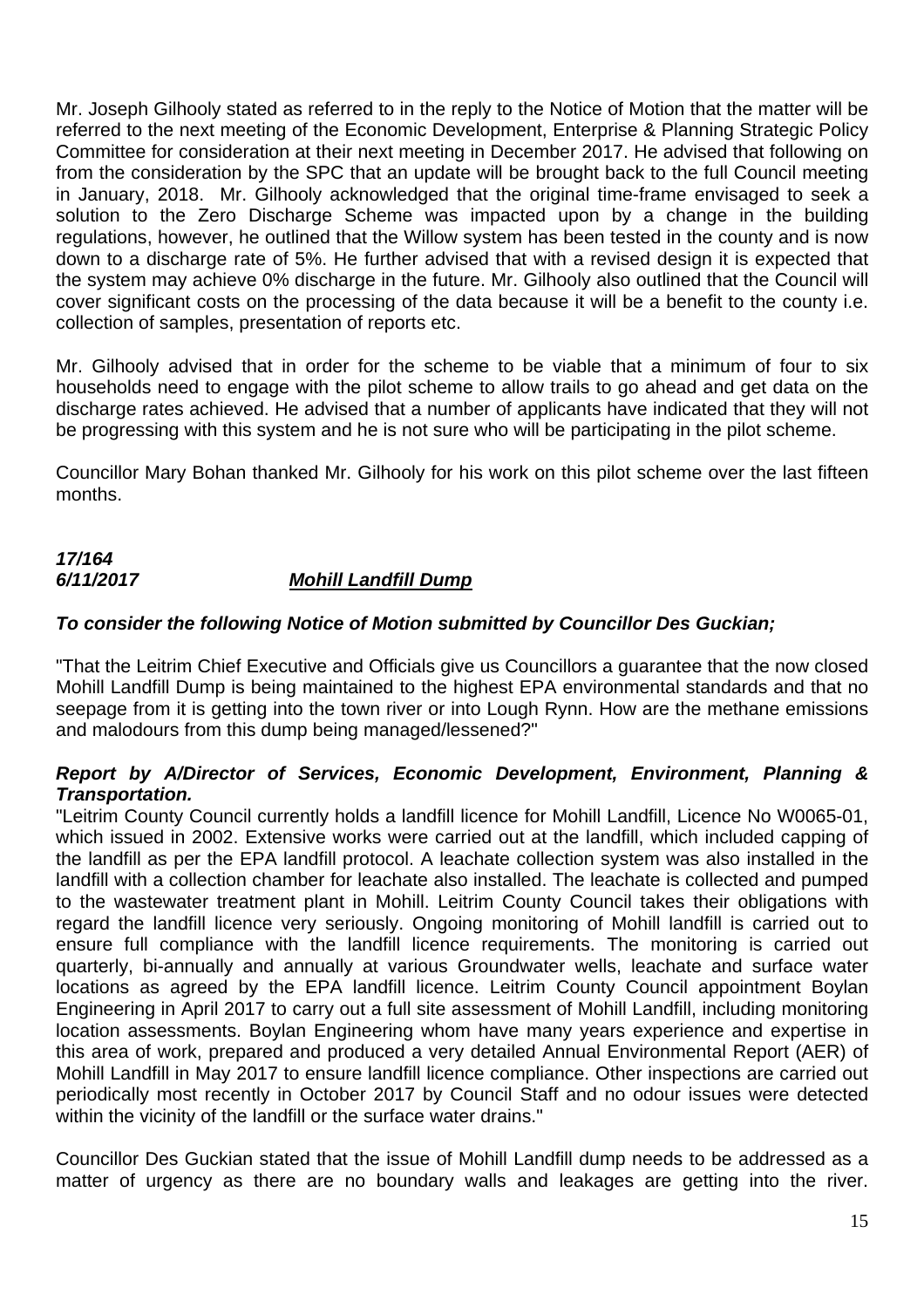Mr. Joseph Gilhooly stated as referred to in the reply to the Notice of Motion that the matter will be referred to the next meeting of the Economic Development, Enterprise & Planning Strategic Policy Committee for consideration at their next meeting in December 2017. He advised that following on from the consideration by the SPC that an update will be brought back to the full Council meeting in January, 2018. Mr. Gilhooly acknowledged that the original time-frame envisaged to seek a solution to the Zero Discharge Scheme was impacted upon by a change in the building regulations, however, he outlined that the Willow system has been tested in the county and is now down to a discharge rate of 5%. He further advised that with a revised design it is expected that the system may achieve 0% discharge in the future. Mr. Gilhooly also outlined that the Council will cover significant costs on the processing of the data because it will be a benefit to the county i.e. collection of samples, presentation of reports etc.

Mr. Gilhooly advised that in order for the scheme to be viable that a minimum of four to six households need to engage with the pilot scheme to allow trails to go ahead and get data on the discharge rates achieved. He advised that a number of applicants have indicated that they will not be progressing with this system and he is not sure who will be participating in the pilot scheme.

Councillor Mary Bohan thanked Mr. Gilhooly for his work on this pilot scheme over the last fifteen months.

***17/164***
***6/11/2017*** ***Mohill Landfill Dump***

***To consider the following Notice of Motion submitted by Councillor Des Guckian;***

"That the Leitrim Chief Executive and Officials give us Councillors a guarantee that the now closed Mohill Landfill Dump is being maintained to the highest EPA environmental standards and that no seepage from it is getting into the town river or into Lough Rynn. How are the methane emissions and malodours from this dump being managed/lessened?"

***Report by A/Director of Services, Economic Development, Environment, Planning & Transportation.***

"Leitrim County Council currently holds a landfill licence for Mohill Landfill, Licence No W0065-01, which issued in 2002. Extensive works were carried out at the landfill, which included capping of the landfill as per the EPA landfill protocol. A leachate collection system was also installed in the landfill with a collection chamber for leachate also installed. The leachate is collected and pumped to the wastewater treatment plant in Mohill. Leitrim County Council takes their obligations with regard the landfill licence very seriously. Ongoing monitoring of Mohill landfill is carried out to ensure full compliance with the landfill licence requirements. The monitoring is carried out quarterly, bi-annually and annually at various Groundwater wells, leachate and surface water locations as agreed by the EPA landfill licence. Leitrim County Council appointment Boylan Engineering in April 2017 to carry out a full site assessment of Mohill Landfill, including monitoring location assessments. Boylan Engineering whom have many years experience and expertise in this area of work, prepared and produced a very detailed Annual Environmental Report (AER) of Mohill Landfill in May 2017 to ensure landfill licence compliance. Other inspections are carried out periodically most recently in October 2017 by Council Staff and no odour issues were detected within the vicinity of the landfill or the surface water drains."

Councillor Des Guckian stated that the issue of Mohill Landfill dump needs to be addressed as a matter of urgency as there are no boundary walls and leakages are getting into the river.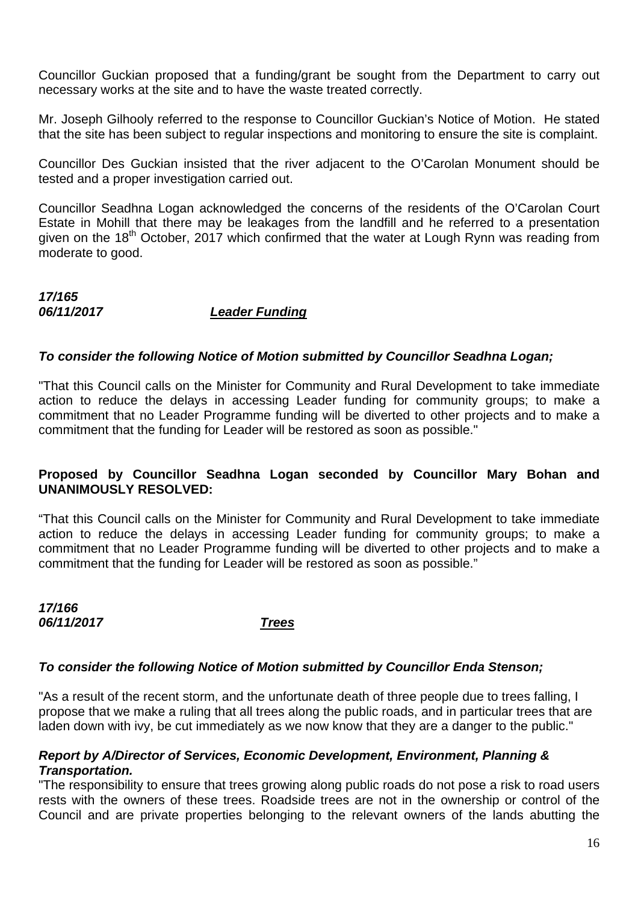Councillor Guckian proposed that a funding/grant be sought from the Department to carry out necessary works at the site and to have the waste treated correctly.

Mr. Joseph Gilhooly referred to the response to Councillor Guckian's Notice of Motion. He stated that the site has been subject to regular inspections and monitoring to ensure the site is complaint.

Councillor Des Guckian insisted that the river adjacent to the O'Carolan Monument should be tested and a proper investigation carried out.

Councillor Seadhna Logan acknowledged the concerns of the residents of the O'Carolan Court Estate in Mohill that there may be leakages from the landfill and he referred to a presentation given on the 18th October, 2017 which confirmed that the water at Lough Rynn was reading from moderate to good.

***17/165***
***06/11/2017*** ***<u>Leader Funding</u>***

***To consider the following Notice of Motion submitted by Councillor Seadhna Logan;***

"That this Council calls on the Minister for Community and Rural Development to take immediate action to reduce the delays in accessing Leader funding for community groups; to make a commitment that no Leader Programme funding will be diverted to other projects and to make a commitment that the funding for Leader will be restored as soon as possible."

**Proposed by Councillor Seadhna Logan seconded by Councillor Mary Bohan and UNANIMOUSLY RESOLVED:**

"That this Council calls on the Minister for Community and Rural Development to take immediate action to reduce the delays in accessing Leader funding for community groups; to make a commitment that no Leader Programme funding will be diverted to other projects and to make a commitment that the funding for Leader will be restored as soon as possible."

***17/166***
***06/11/2017*** ***<u>Trees</u>***

***To consider the following Notice of Motion submitted by Councillor Enda Stenson;***

"As a result of the recent storm, and the unfortunate death of three people due to trees falling, I propose that we make a ruling that all trees along the public roads, and in particular trees that are laden down with ivy, be cut immediately as we now know that they are a danger to the public."

***Report by A/Director of Services, Economic Development, Environment, Planning & Transportation.***

"The responsibility to ensure that trees growing along public roads do not pose a risk to road users rests with the owners of these trees. Roadside trees are not in the ownership or control of the Council and are private properties belonging to the relevant owners of the lands abutting the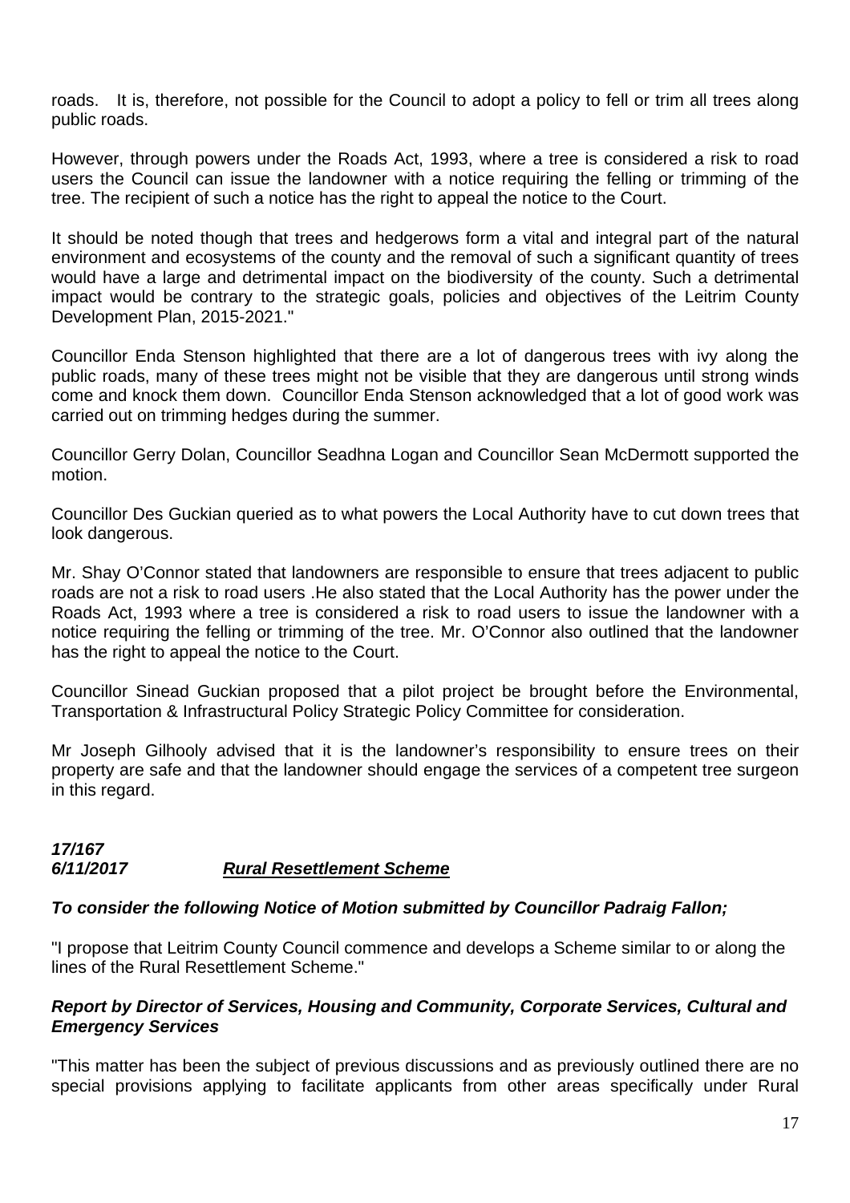roads. It is, therefore, not possible for the Council to adopt a policy to fell or trim all trees along public roads.

However, through powers under the Roads Act, 1993, where a tree is considered a risk to road users the Council can issue the landowner with a notice requiring the felling or trimming of the tree. The recipient of such a notice has the right to appeal the notice to the Court.

It should be noted though that trees and hedgerows form a vital and integral part of the natural environment and ecosystems of the county and the removal of such a significant quantity of trees would have a large and detrimental impact on the biodiversity of the county. Such a detrimental impact would be contrary to the strategic goals, policies and objectives of the Leitrim County Development Plan, 2015-2021."

Councillor Enda Stenson highlighted that there are a lot of dangerous trees with ivy along the public roads, many of these trees might not be visible that they are dangerous until strong winds come and knock them down. Councillor Enda Stenson acknowledged that a lot of good work was carried out on trimming hedges during the summer.

Councillor Gerry Dolan, Councillor Seadhna Logan and Councillor Sean McDermott supported the motion.

Councillor Des Guckian queried as to what powers the Local Authority have to cut down trees that look dangerous.

Mr. Shay O'Connor stated that landowners are responsible to ensure that trees adjacent to public roads are not a risk to road users .He also stated that the Local Authority has the power under the Roads Act, 1993 where a tree is considered a risk to road users to issue the landowner with a notice requiring the felling or trimming of the tree. Mr. O'Connor also outlined that the landowner has the right to appeal the notice to the Court.

Councillor Sinead Guckian proposed that a pilot project be brought before the Environmental, Transportation & Infrastructural Policy Strategic Policy Committee for consideration.

Mr Joseph Gilhooly advised that it is the landowner's responsibility to ensure trees on their property are safe and that the landowner should engage the services of a competent tree surgeon in this regard.

***17/167***
***6/11/2017*** ***Rural Resettlement Scheme***

***To consider the following Notice of Motion submitted by Councillor Padraig Fallon;***

"I propose that Leitrim County Council commence and develops a Scheme similar to or along the lines of the Rural Resettlement Scheme."

***Report by Director of Services, Housing and Community, Corporate Services, Cultural and Emergency Services***

"This matter has been the subject of previous discussions and as previously outlined there are no special provisions applying to facilitate applicants from other areas specifically under Rural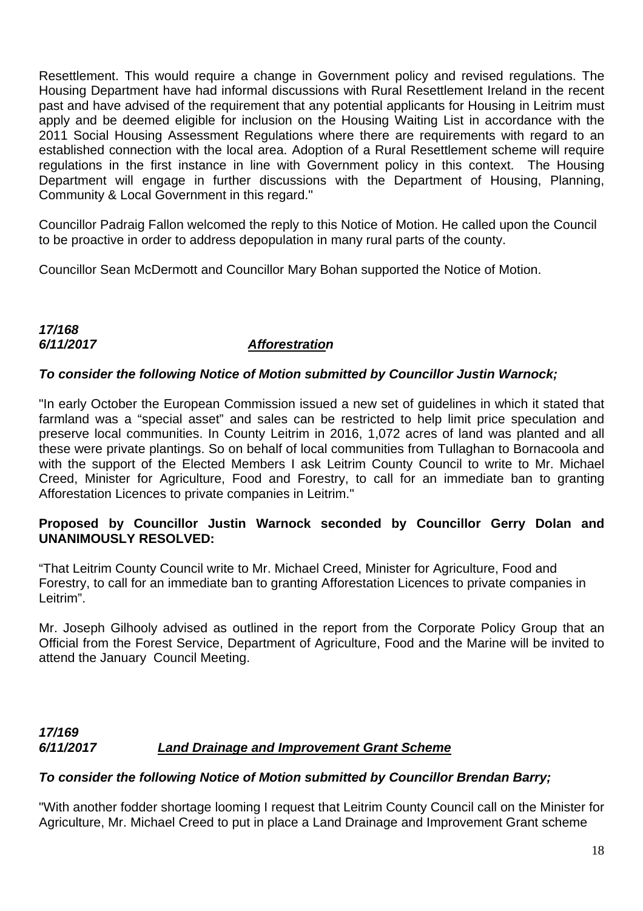Resettlement. This would require a change in Government policy and revised regulations. The Housing Department have had informal discussions with Rural Resettlement Ireland in the recent past and have advised of the requirement that any potential applicants for Housing in Leitrim must apply and be deemed eligible for inclusion on the Housing Waiting List in accordance with the 2011 Social Housing Assessment Regulations where there are requirements with regard to an established connection with the local area. Adoption of a Rural Resettlement scheme will require regulations in the first instance in line with Government policy in this context. The Housing Department will engage in further discussions with the Department of Housing, Planning, Community & Local Government in this regard."

Councillor Padraig Fallon welcomed the reply to this Notice of Motion. He called upon the Council to be proactive in order to address depopulation in many rural parts of the county.

Councillor Sean McDermott and Councillor Mary Bohan supported the Notice of Motion.

***17/168***
***6/11/2017*** ***<u>Afforestation</u>***

***To consider the following Notice of Motion submitted by Councillor Justin Warnock;***

"In early October the European Commission issued a new set of guidelines in which it stated that farmland was a "special asset" and sales can be restricted to help limit price speculation and preserve local communities. In County Leitrim in 2016, 1,072 acres of land was planted and all these were private plantings. So on behalf of local communities from Tullaghan to Bornacoola and with the support of the Elected Members I ask Leitrim County Council to write to Mr. Michael Creed, Minister for Agriculture, Food and Forestry, to call for an immediate ban to granting Afforestation Licences to private companies in Leitrim."

**Proposed by Councillor Justin Warnock seconded by Councillor Gerry Dolan and UNANIMOUSLY RESOLVED:**

"That Leitrim County Council write to Mr. Michael Creed, Minister for Agriculture, Food and Forestry, to call for an immediate ban to granting Afforestation Licences to private companies in Leitrim".

Mr. Joseph Gilhooly advised as outlined in the report from the Corporate Policy Group that an Official from the Forest Service, Department of Agriculture, Food and the Marine will be invited to attend the January Council Meeting.

***17/169***
***6/11/2017*** ***<u>Land Drainage and Improvement Grant Scheme</u>***

***To consider the following Notice of Motion submitted by Councillor Brendan Barry;***

"With another fodder shortage looming I request that Leitrim County Council call on the Minister for Agriculture, Mr. Michael Creed to put in place a Land Drainage and Improvement Grant scheme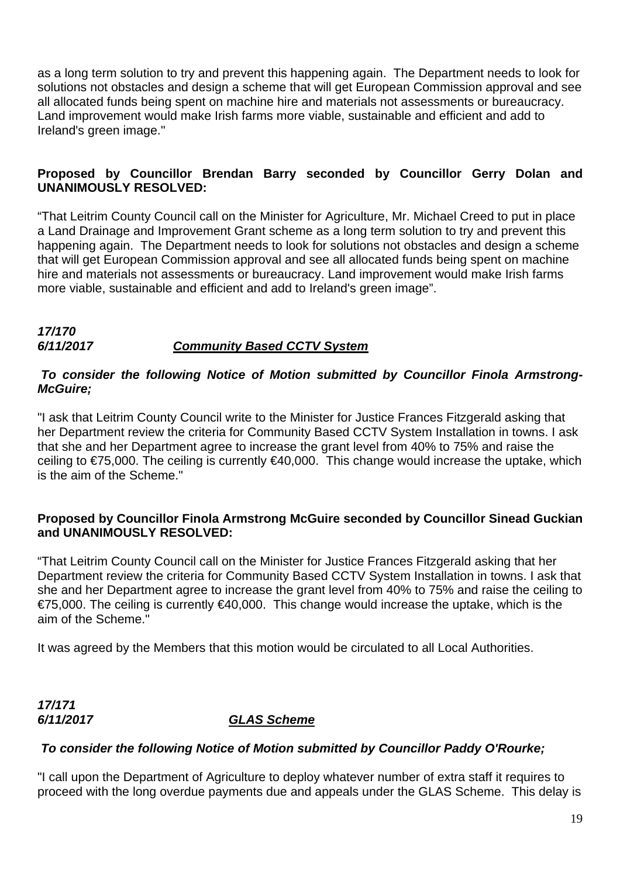as a long term solution to try and prevent this happening again. The Department needs to look for solutions not obstacles and design a scheme that will get European Commission approval and see all allocated funds being spent on machine hire and materials not assessments or bureaucracy. Land improvement would make Irish farms more viable, sustainable and efficient and add to Ireland's green image."

**Proposed by Councillor Brendan Barry seconded by Councillor Gerry Dolan and UNANIMOUSLY RESOLVED:**

"That Leitrim County Council call on the Minister for Agriculture, Mr. Michael Creed to put in place a Land Drainage and Improvement Grant scheme as a long term solution to try and prevent this happening again. The Department needs to look for solutions not obstacles and design a scheme that will get European Commission approval and see all allocated funds being spent on machine hire and materials not assessments or bureaucracy. Land improvement would make Irish farms more viable, sustainable and efficient and add to Ireland's green image".

***17/170***
***6/11/2017*** ***<u>Community Based CCTV System</u>***

***To consider the following Notice of Motion submitted by Councillor Finola Armstrong-McGuire;***

"I ask that Leitrim County Council write to the Minister for Justice Frances Fitzgerald asking that her Department review the criteria for Community Based CCTV System Installation in towns. I ask that she and her Department agree to increase the grant level from 40% to 75% and raise the ceiling to €75,000. The ceiling is currently €40,000. This change would increase the uptake, which is the aim of the Scheme."

**Proposed by Councillor Finola Armstrong McGuire seconded by Councillor Sinead Guckian and UNANIMOUSLY RESOLVED:**

"That Leitrim County Council call on the Minister for Justice Frances Fitzgerald asking that her Department review the criteria for Community Based CCTV System Installation in towns. I ask that she and her Department agree to increase the grant level from 40% to 75% and raise the ceiling to €75,000. The ceiling is currently €40,000. This change would increase the uptake, which is the aim of the Scheme."

It was agreed by the Members that this motion would be circulated to all Local Authorities.

***17/171***
***6/11/2017*** ***<u>GLAS Scheme</u>***

***To consider the following Notice of Motion submitted by Councillor Paddy O'Rourke;***

"I call upon the Department of Agriculture to deploy whatever number of extra staff it requires to proceed with the long overdue payments due and appeals under the GLAS Scheme. This delay is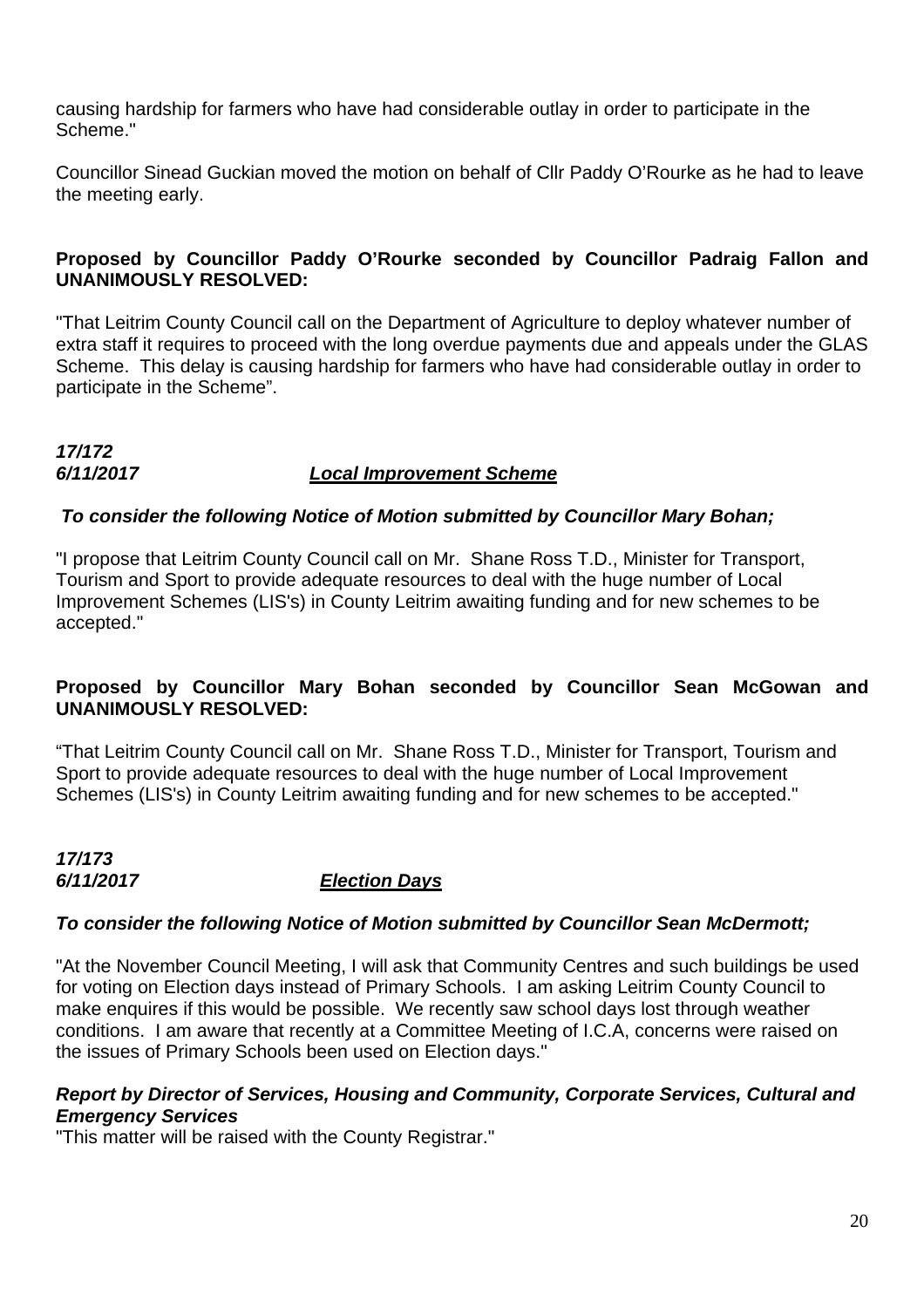causing hardship for farmers who have had considerable outlay in order to participate in the Scheme."

Councillor Sinead Guckian moved the motion on behalf of Cllr Paddy O'Rourke as he had to leave the meeting early.

**Proposed by Councillor Paddy O'Rourke seconded by Councillor Padraig Fallon and UNANIMOUSLY RESOLVED:**

"That Leitrim County Council call on the Department of Agriculture to deploy whatever number of extra staff it requires to proceed with the long overdue payments due and appeals under the GLAS Scheme. This delay is causing hardship for farmers who have had considerable outlay in order to participate in the Scheme".

***17/172***
***6/11/2017*** ***<u>Local Improvement Scheme</u>***

***To consider the following Notice of Motion submitted by Councillor Mary Bohan;***

"I propose that Leitrim County Council call on Mr. Shane Ross T.D., Minister for Transport, Tourism and Sport to provide adequate resources to deal with the huge number of Local Improvement Schemes (LIS's) in County Leitrim awaiting funding and for new schemes to be accepted."

**Proposed by Councillor Mary Bohan seconded by Councillor Sean McGowan and UNANIMOUSLY RESOLVED:**

"That Leitrim County Council call on Mr. Shane Ross T.D., Minister for Transport, Tourism and Sport to provide adequate resources to deal with the huge number of Local Improvement Schemes (LIS's) in County Leitrim awaiting funding and for new schemes to be accepted."

***17/173***
***6/11/2017*** ***<u>Election Days</u>***

***To consider the following Notice of Motion submitted by Councillor Sean McDermott;***

"At the November Council Meeting, I will ask that Community Centres and such buildings be used for voting on Election days instead of Primary Schools. I am asking Leitrim County Council to make enquires if this would be possible. We recently saw school days lost through weather conditions. I am aware that recently at a Committee Meeting of I.C.A, concerns were raised on the issues of Primary Schools been used on Election days."

***Report by Director of Services, Housing and Community, Corporate Services, Cultural and Emergency Services***
"This matter will be raised with the County Registrar."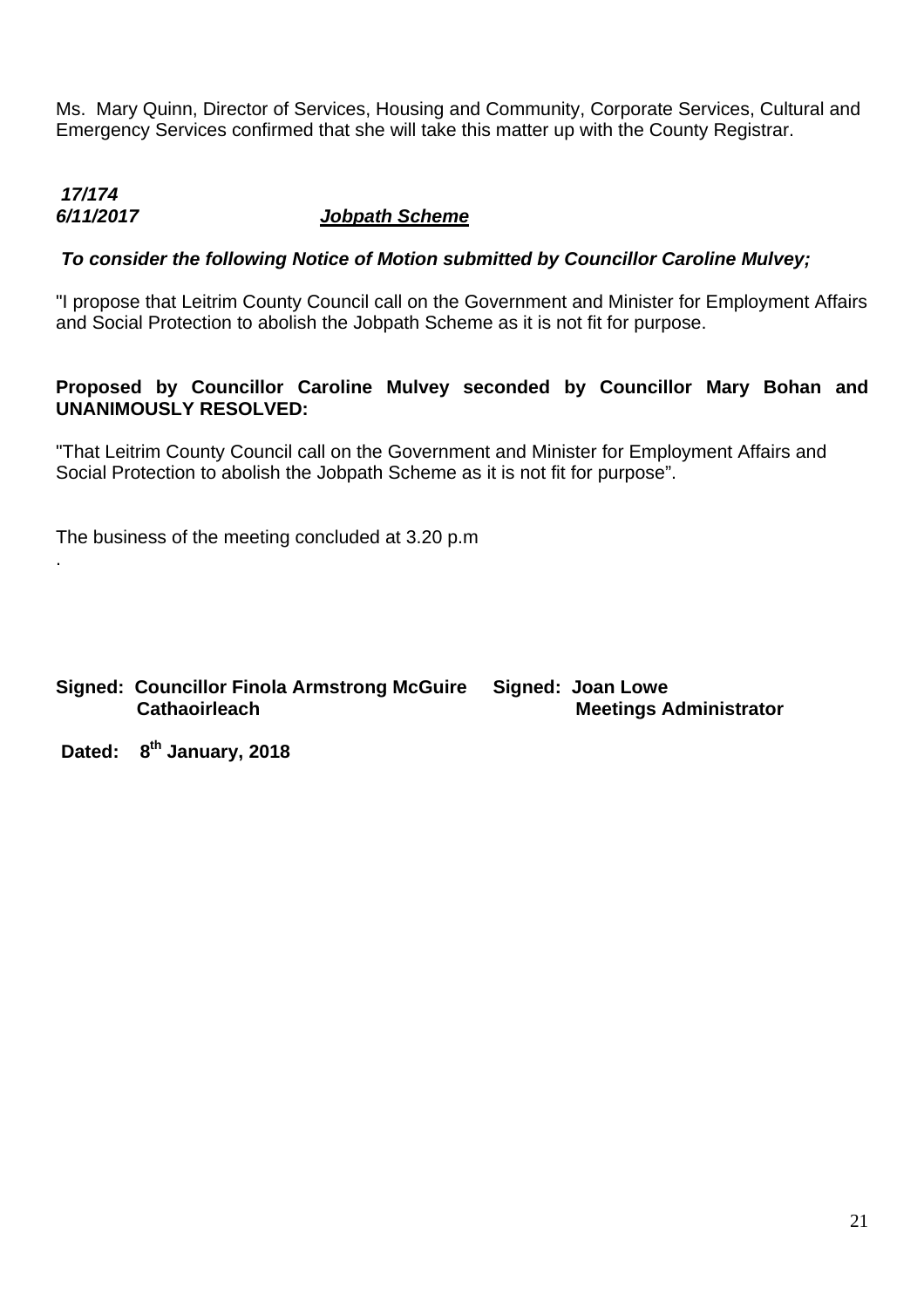Ms. Mary Quinn, Director of Services, Housing and Community, Corporate Services, Cultural and Emergency Services confirmed that she will take this matter up with the County Registrar.

***17/174***
***6/11/2017*** ***Jobpath Scheme***

***To consider the following Notice of Motion submitted by Councillor Caroline Mulvey;***

"I propose that Leitrim County Council call on the Government and Minister for Employment Affairs and Social Protection to abolish the Jobpath Scheme as it is not fit for purpose.

**Proposed by Councillor Caroline Mulvey seconded by Councillor Mary Bohan and UNANIMOUSLY RESOLVED:**

"That Leitrim County Council call on the Government and Minister for Employment Affairs and Social Protection to abolish the Jobpath Scheme as it is not fit for purpose".

The business of the meeting concluded at 3.20 p.m
.

**Signed: Councillor Finola Armstrong McGuire** **Signed: Joan Lowe**
**Cathaoirleach** **Meetings Administrator**

**Dated: 8th January, 2018**